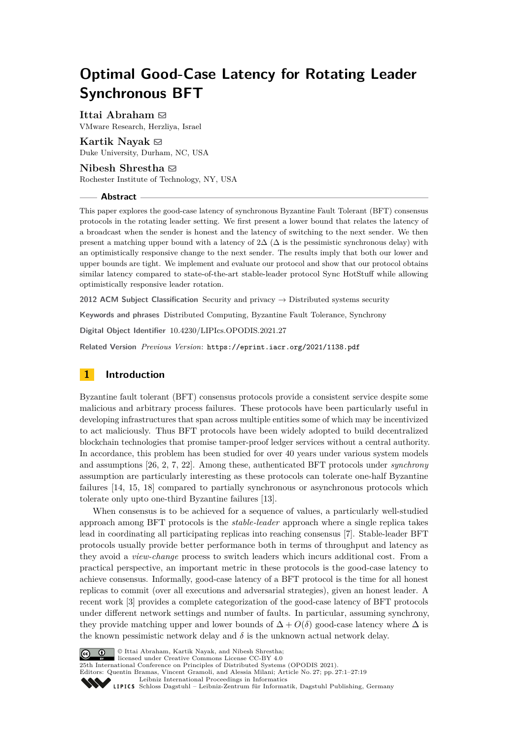# Optimal Good-Case Latency for Rotating Leader Synchronous BFT

**Ittai Abraham** ✉
VMware Research, Herzliya, Israel

**Kartik Nayak** ✉
Duke University, Durham, NC, USA

**Nibesh Shrestha** ✉
Rochester Institute of Technology, NY, USA

## Abstract

This paper explores the good-case latency of synchronous Byzantine Fault Tolerant (BFT) consensus protocols in the rotating leader setting. We first present a lower bound that relates the latency of a broadcast when the sender is honest and the latency of switching to the next sender. We then present a matching upper bound with a latency of $2\Delta$ ($\Delta$ is the pessimistic synchronous delay) with an optimistically responsive change to the next sender. The results imply that both our lower and upper bounds are tight. We implement and evaluate our protocol and show that our protocol obtains similar latency compared to state-of-the-art stable-leader protocol Sync HotStuff while allowing optimistically responsive leader rotation.

**2012 ACM Subject Classification** Security and privacy → Distributed systems security

**Keywords and phrases** Distributed Computing, Byzantine Fault Tolerance, Synchrony

**Digital Object Identifier** 10.4230/LIPIcs.OPODIS.2021.27

**Related Version** *Previous Version*: https://eprint.iacr.org/2021/1138.pdf

## 1 Introduction

Byzantine fault tolerant (BFT) consensus protocols provide a consistent service despite some malicious and arbitrary process failures. These protocols have been particularly useful in developing infrastructures that span across multiple entities some of which may be incentivized to act maliciously. Thus BFT protocols have been widely adopted to build decentralized blockchain technologies that promise tamper-proof ledger services without a central authority. In accordance, this problem has been studied for over 40 years under various system models and assumptions [26, 2, 7, 22]. Among these, authenticated BFT protocols under *synchrony* assumption are particularly interesting as these protocols can tolerate one-half Byzantine failures [14, 15, 18] compared to partially synchronous or asynchronous protocols which tolerate only upto one-third Byzantine failures [13].

When consensus is to be achieved for a sequence of values, a particularly well-studied approach among BFT protocols is the *stable-leader* approach where a single replica takes lead in coordinating all participating replicas into reaching consensus [7]. Stable-leader BFT protocols usually provide better performance both in terms of throughput and latency as they avoid a *view-change* process to switch leaders which incurs additional cost. From a practical perspective, an important metric in these protocols is the good-case latency to achieve consensus. Informally, good-case latency of a BFT protocol is the time for all honest replicas to commit (over all executions and adversarial strategies), given an honest leader. A recent work [3] provides a complete categorization of the good-case latency of BFT protocols under different network settings and number of faults. In particular, assuming synchrony, they provide matching upper and lower bounds of $\Delta + O(\delta)$ good-case latency where $\Delta$ is the known pessimistic network delay and $\delta$ is the unknown actual network delay.

© Ittai Abraham, Kartik Nayak, and Nibesh Shrestha;
licensed under Creative Commons License CC-BY 4.0
25th International Conference on Principles of Distributed Systems (OPODIS 2021).
Editors: Quentin Bramas, Vincent Gramoli, and Alessia Milani; Article No. 27; pp. 27:1–27:19
Leibniz International Proceedings in Informatics
Schloss Dagstuhl – Leibniz-Zentrum für Informatik, Dagstuhl Publishing, Germany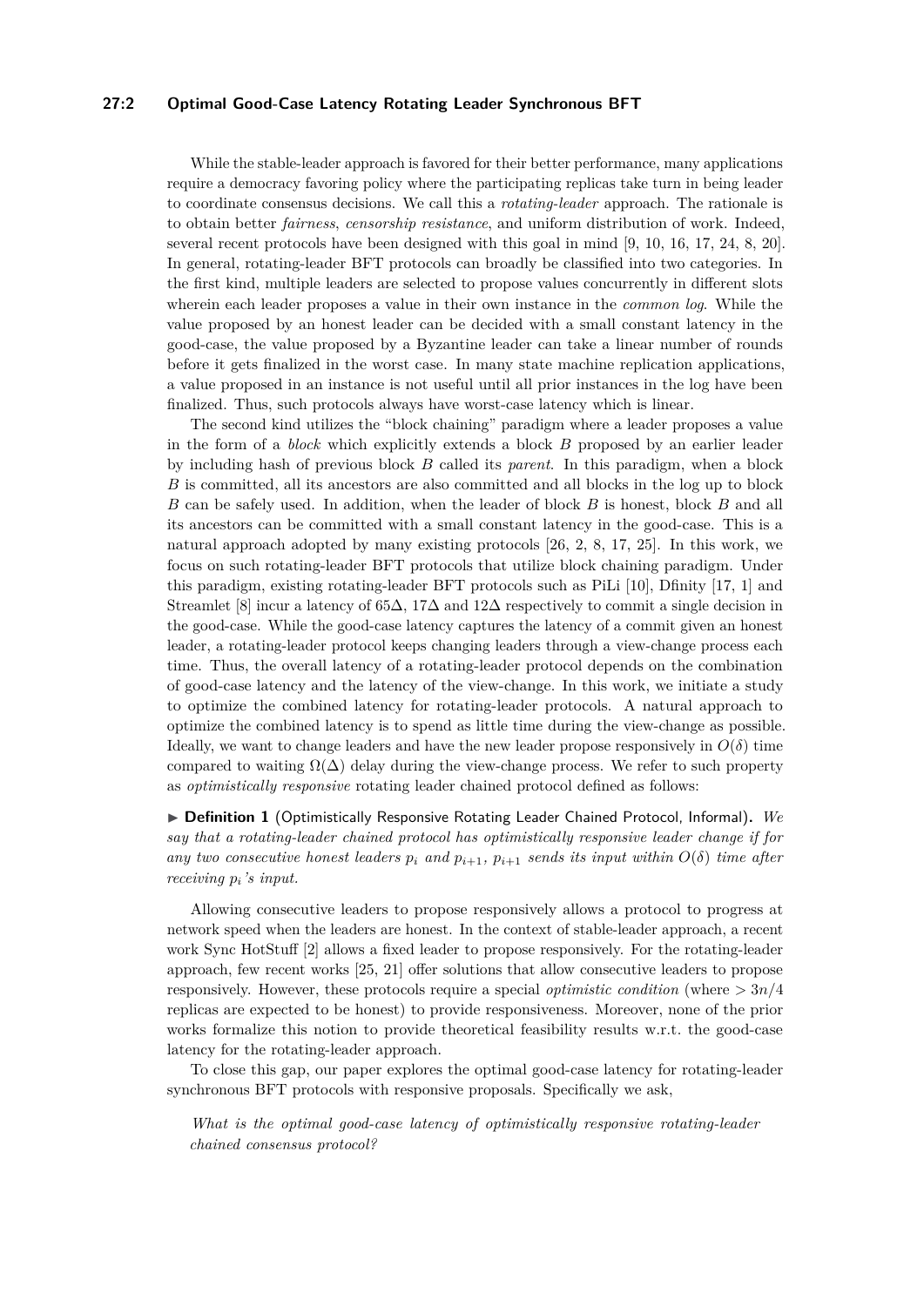While the stable-leader approach is favored for their better performance, many applications require a democracy favoring policy where the participating replicas take turn in being leader to coordinate consensus decisions. We call this a *rotating-leader* approach. The rationale is to obtain better *fairness*, *censorship resistance*, and uniform distribution of work. Indeed, several recent protocols have been designed with this goal in mind [9, 10, 16, 17, 24, 8, 20]. In general, rotating-leader BFT protocols can broadly be classified into two categories. In the first kind, multiple leaders are selected to propose values concurrently in different slots wherein each leader proposes a value in their own instance in the *common log*. While the value proposed by an honest leader can be decided with a small constant latency in the good-case, the value proposed by a Byzantine leader can take a linear number of rounds before it gets finalized in the worst case. In many state machine replication applications, a value proposed in an instance is not useful until all prior instances in the log have been finalized. Thus, such protocols always have worst-case latency which is linear.

The second kind utilizes the "block chaining" paradigm where a leader proposes a value in the form of a *block* which explicitly extends a block $B$ proposed by an earlier leader by including hash of previous block $B$ called its *parent*. In this paradigm, when a block $B$ is committed, all its ancestors are also committed and all blocks in the log up to block $B$ can be safely used. In addition, when the leader of block $B$ is honest, block $B$ and all its ancestors can be committed with a small constant latency in the good-case. This is a natural approach adopted by many existing protocols [26, 2, 8, 17, 25]. In this work, we focus on such rotating-leader BFT protocols that utilize block chaining paradigm. Under this paradigm, existing rotating-leader BFT protocols such as PiLi [10], Dfinity [17, 1] and Streamlet [8] incur a latency of $65\Delta$, $17\Delta$ and $12\Delta$ respectively to commit a single decision in the good-case. While the good-case latency captures the latency of a commit given an honest leader, a rotating-leader protocol keeps changing leaders through a view-change process each time. Thus, the overall latency of a rotating-leader protocol depends on the combination of good-case latency and the latency of the view-change. In this work, we initiate a study to optimize the combined latency for rotating-leader protocols. A natural approach to optimize the combined latency is to spend as little time during the view-change as possible. Ideally, we want to change leaders and have the new leader propose responsively in $O(\delta)$ time compared to waiting $\Omega(\Delta)$ delay during the view-change process. We refer to such property as *optimistically responsive* rotating leader chained protocol defined as follows:

► **Definition 1** (Optimistically Responsive Rotating Leader Chained Protocol, Informal). *We say that a rotating-leader chained protocol has optimistically responsive leader change if for any two consecutive honest leaders $p_i$ and $p_{i+1}$, $p_{i+1}$ sends its input within $O(\delta)$ time after receiving $p_i$'s input.*

Allowing consecutive leaders to propose responsively allows a protocol to progress at network speed when the leaders are honest. In the context of stable-leader approach, a recent work Sync HotStuff [2] allows a fixed leader to propose responsively. For the rotating-leader approach, few recent works [25, 21] offer solutions that allow consecutive leaders to propose responsively. However, these protocols require a special *optimistic condition* (where $> 3n/4$ replicas are expected to be honest) to provide responsiveness. Moreover, none of the prior works formalize this notion to provide theoretical feasibility results w.r.t. the good-case latency for the rotating-leader approach.

To close this gap, our paper explores the optimal good-case latency for rotating-leader synchronous BFT protocols with responsive proposals. Specifically we ask,

*What is the optimal good-case latency of optimistically responsive rotating-leader chained consensus protocol?*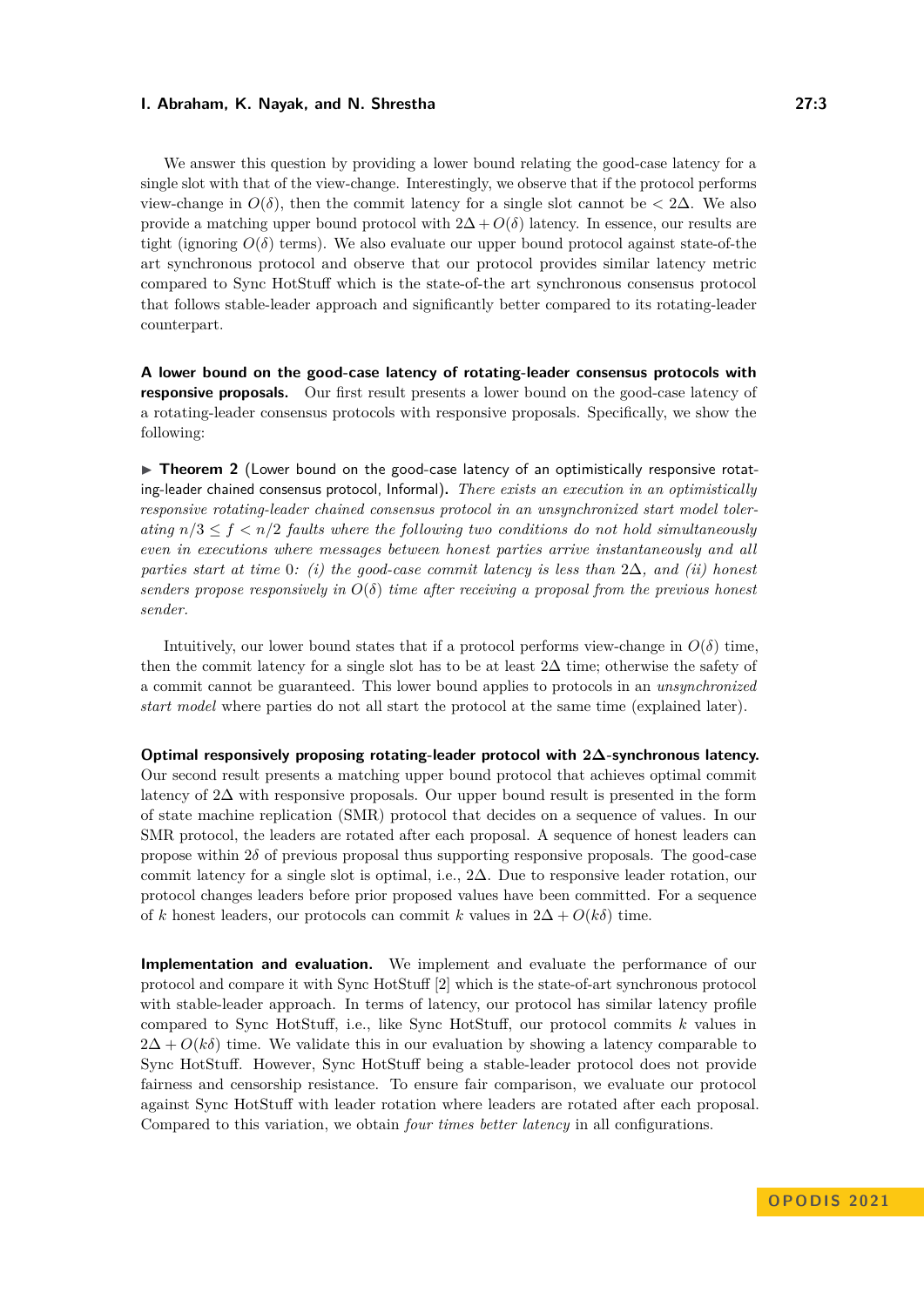We answer this question by providing a lower bound relating the good-case latency for a single slot with that of the view-change. Interestingly, we observe that if the protocol performs view-change in $O(\delta)$, then the commit latency for a single slot cannot be $< 2\Delta$. We also provide a matching upper bound protocol with $2\Delta + O(\delta)$ latency. In essence, our results are tight (ignoring $O(\delta)$ terms). We also evaluate our upper bound protocol against state-of-the art synchronous protocol and observe that our protocol provides similar latency metric compared to Sync HotStuff which is the state-of-the art synchronous consensus protocol that follows stable-leader approach and significantly better compared to its rotating-leader counterpart.

**A lower bound on the good-case latency of rotating-leader consensus protocols with responsive proposals.** Our first result presents a lower bound on the good-case latency of a rotating-leader consensus protocols with responsive proposals. Specifically, we show the following:

▶ **Theorem 2** (Lower bound on the good-case latency of an optimistically responsive rotating-leader chained consensus protocol, Informal)**.** *There exists an execution in an optimistically responsive rotating-leader chained consensus protocol in an unsynchronized start model tolerating $n/3 \leq f < n/2$ faults where the following two conditions do not hold simultaneously even in executions where messages between honest parties arrive instantaneously and all parties start at time* 0*: (i) the good-case commit latency is less than $2\Delta$, and (ii) honest senders propose responsively in $O(\delta)$ time after receiving a proposal from the previous honest sender.*

Intuitively, our lower bound states that if a protocol performs view-change in $O(\delta)$ time, then the commit latency for a single slot has to be at least $2\Delta$ time; otherwise the safety of a commit cannot be guaranteed. This lower bound applies to protocols in an *unsynchronized start model* where parties do not all start the protocol at the same time (explained later).

**Optimal responsively proposing rotating-leader protocol with $2\Delta$-synchronous latency.** Our second result presents a matching upper bound protocol that achieves optimal commit latency of $2\Delta$ with responsive proposals. Our upper bound result is presented in the form of state machine replication (SMR) protocol that decides on a sequence of values. In our SMR protocol, the leaders are rotated after each proposal. A sequence of honest leaders can propose within $2\delta$ of previous proposal thus supporting responsive proposals. The good-case commit latency for a single slot is optimal, i.e., $2\Delta$. Due to responsive leader rotation, our protocol changes leaders before prior proposed values have been committed. For a sequence of $k$ honest leaders, our protocols can commit $k$ values in $2\Delta + O(k\delta)$ time.

**Implementation and evaluation.** We implement and evaluate the performance of our protocol and compare it with Sync HotStuff [2] which is the state-of-art synchronous protocol with stable-leader approach. In terms of latency, our protocol has similar latency profile compared to Sync HotStuff, i.e., like Sync HotStuff, our protocol commits $k$ values in $2\Delta + O(k\delta)$ time. We validate this in our evaluation by showing a latency comparable to Sync HotStuff. However, Sync HotStuff being a stable-leader protocol does not provide fairness and censorship resistance. To ensure fair comparison, we evaluate our protocol against Sync HotStuff with leader rotation where leaders are rotated after each proposal. Compared to this variation, we obtain *four times better latency* in all configurations.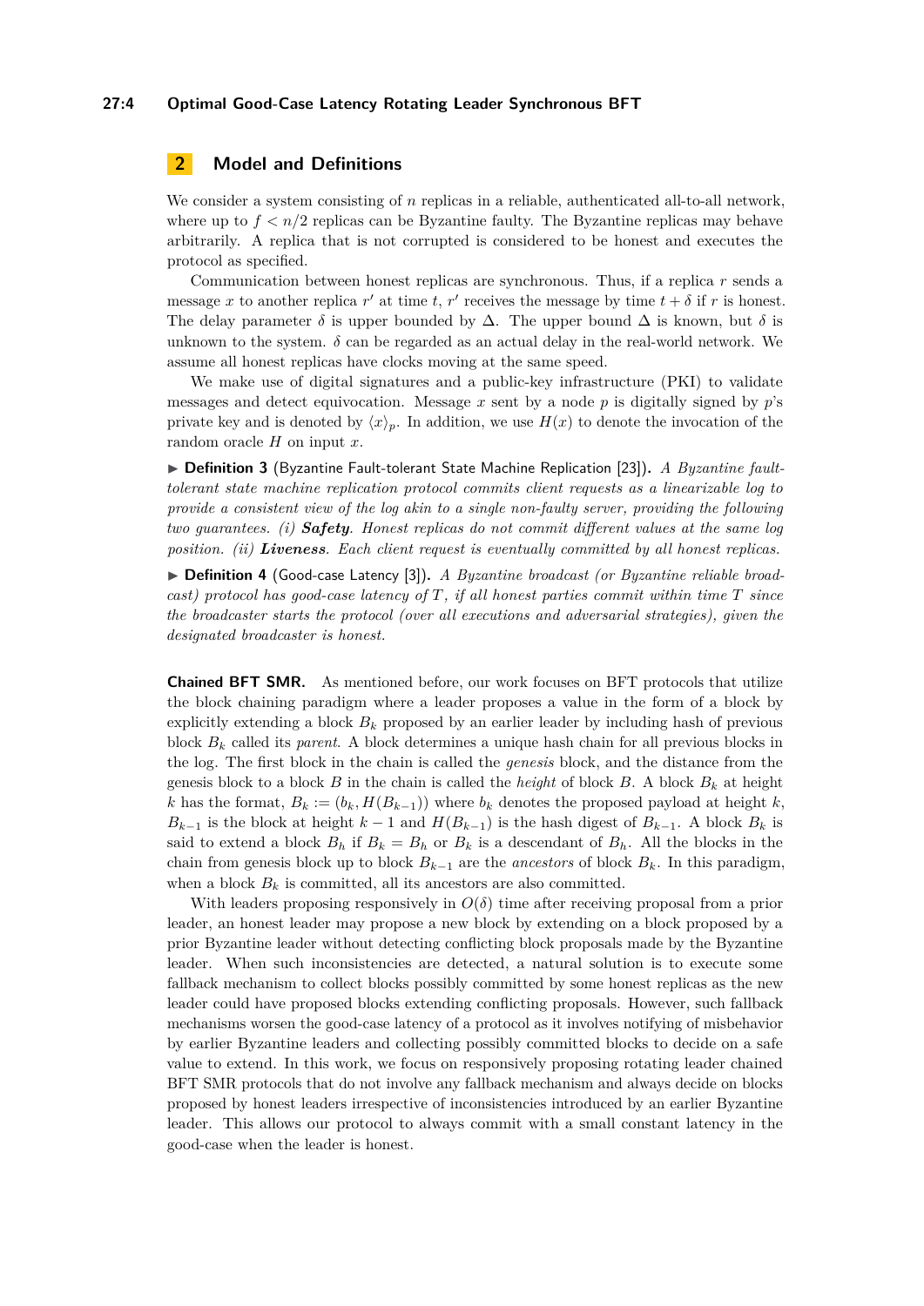## 2 Model and Definitions

We consider a system consisting of $n$ replicas in a reliable, authenticated all-to-all network, where up to $f < n/2$ replicas can be Byzantine faulty. The Byzantine replicas may behave arbitrarily. A replica that is not corrupted is considered to be honest and executes the protocol as specified.

Communication between honest replicas are synchronous. Thus, if a replica $r$ sends a message $x$ to another replica $r'$ at time $t$, $r'$ receives the message by time $t + \delta$ if $r$ is honest. The delay parameter $\delta$ is upper bounded by $\Delta$. The upper bound $\Delta$ is known, but $\delta$ is unknown to the system. $\delta$ can be regarded as an actual delay in the real-world network. We assume all honest replicas have clocks moving at the same speed.

We make use of digital signatures and a public-key infrastructure (PKI) to validate messages and detect equivocation. Message $x$ sent by a node $p$ is digitally signed by $p$'s private key and is denoted by $\langle x \rangle_p$. In addition, we use $H(x)$ to denote the invocation of the random oracle $H$ on input $x$.

▶ **Definition 3** (Byzantine Fault-tolerant State Machine Replication [23]). *A Byzantine fault-tolerant state machine replication protocol commits client requests as a linearizable log to provide a consistent view of the log akin to a single non-faulty server, providing the following two guarantees. (i)* ***Safety****. Honest replicas do not commit different values at the same log position. (ii)* ***Liveness****. Each client request is eventually committed by all honest replicas.*

▶ **Definition 4** (Good-case Latency [3]). *A Byzantine broadcast (or Byzantine reliable broadcast) protocol has good-case latency of $T$, if all honest parties commit within time $T$ since the broadcaster starts the protocol (over all executions and adversarial strategies), given the designated broadcaster is honest.*

**Chained BFT SMR.** As mentioned before, our work focuses on BFT protocols that utilize the block chaining paradigm where a leader proposes a value in the form of a block by explicitly extending a block $B_k$ proposed by an earlier leader by including hash of previous block $B_k$ called its *parent*. A block determines a unique hash chain for all previous blocks in the log. The first block in the chain is called the *genesis* block, and the distance from the genesis block to a block $B$ in the chain is called the *height* of block $B$. A block $B_k$ at height $k$ has the format, $B_k := (b_k, H(B_{k-1}))$ where $b_k$ denotes the proposed payload at height $k$, $B_{k-1}$ is the block at height $k-1$ and $H(B_{k-1})$ is the hash digest of $B_{k-1}$. A block $B_k$ is said to extend a block $B_h$ if $B_k = B_h$ or $B_k$ is a descendant of $B_h$. All the blocks in the chain from genesis block up to block $B_{k-1}$ are the *ancestors* of block $B_k$. In this paradigm, when a block $B_k$ is committed, all its ancestors are also committed.

With leaders proposing responsively in $O(\delta)$ time after receiving proposal from a prior leader, an honest leader may propose a new block by extending on a block proposed by a prior Byzantine leader without detecting conflicting block proposals made by the Byzantine leader. When such inconsistencies are detected, a natural solution is to execute some fallback mechanism to collect blocks possibly committed by some honest replicas as the new leader could have proposed blocks extending conflicting proposals. However, such fallback mechanisms worsen the good-case latency of a protocol as it involves notifying of misbehavior by earlier Byzantine leaders and collecting possibly committed blocks to decide on a safe value to extend. In this work, we focus on responsively proposing rotating leader chained BFT SMR protocols that do not involve any fallback mechanism and always decide on blocks proposed by honest leaders irrespective of inconsistencies introduced by an earlier Byzantine leader. This allows our protocol to always commit with a small constant latency in the good-case when the leader is honest.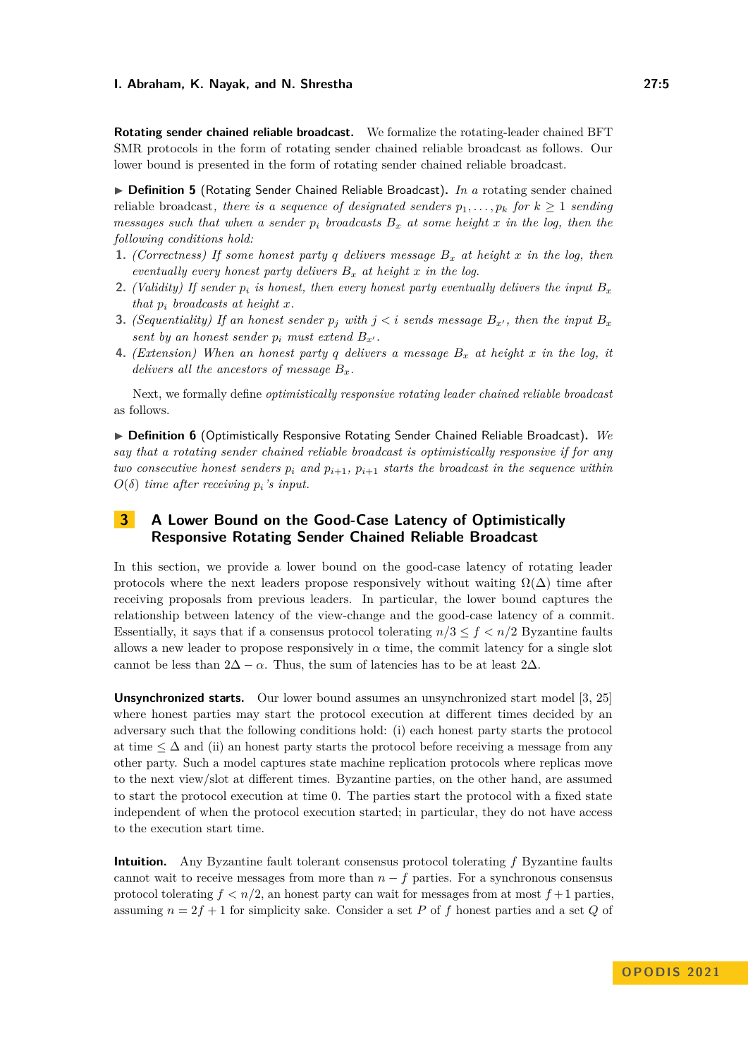**Rotating sender chained reliable broadcast.** We formalize the rotating-leader chained BFT SMR protocols in the form of rotating sender chained reliable broadcast as follows. Our lower bound is presented in the form of rotating sender chained reliable broadcast.

▶ **Definition 5** (Rotating Sender Chained Reliable Broadcast). *In a* rotating sender chained reliable broadcast*, there is a sequence of designated senders $p_1, \ldots, p_k$ for $k \geq 1$ sending messages such that when a sender $p_i$ broadcasts $B_x$ at some height $x$ in the log, then the following conditions hold:*

1. *(Correctness) If some honest party $q$ delivers message $B_x$ at height $x$ in the log, then eventually every honest party delivers $B_x$ at height $x$ in the log.*
2. *(Validity) If sender $p_i$ is honest, then every honest party eventually delivers the input $B_x$ that $p_i$ broadcasts at height $x$.*
3. *(Sequentiality) If an honest sender $p_j$ with $j < i$ sends message $B_{x'}$, then the input $B_x$ sent by an honest sender $p_i$ must extend $B_{x'}$.*
4. *(Extension) When an honest party $q$ delivers a message $B_x$ at height $x$ in the log, it delivers all the ancestors of message $B_x$.*

Next, we formally define *optimistically responsive rotating leader chained reliable broadcast* as follows.

▶ **Definition 6** (Optimistically Responsive Rotating Sender Chained Reliable Broadcast). *We say that a rotating sender chained reliable broadcast is optimistically responsive if for any two consecutive honest senders $p_i$ and $p_{i+1}$, $p_{i+1}$ starts the broadcast in the sequence within $O(\delta)$ time after receiving $p_i$'s input.*

# 3 A Lower Bound on the Good-Case Latency of Optimistically Responsive Rotating Sender Chained Reliable Broadcast

In this section, we provide a lower bound on the good-case latency of rotating leader protocols where the next leaders propose responsively without waiting $\Omega(\Delta)$ time after receiving proposals from previous leaders. In particular, the lower bound captures the relationship between latency of the view-change and the good-case latency of a commit. Essentially, it says that if a consensus protocol tolerating $n/3 \leq f < n/2$ Byzantine faults allows a new leader to propose responsively in $\alpha$ time, the commit latency for a single slot cannot be less than $2\Delta - \alpha$. Thus, the sum of latencies has to be at least $2\Delta$.

**Unsynchronized starts.** Our lower bound assumes an unsynchronized start model [3, 25] where honest parties may start the protocol execution at different times decided by an adversary such that the following conditions hold: (i) each honest party starts the protocol at time $\leq \Delta$ and (ii) an honest party starts the protocol before receiving a message from any other party. Such a model captures state machine replication protocols where replicas move to the next view/slot at different times. Byzantine parties, on the other hand, are assumed to start the protocol execution at time 0. The parties start the protocol with a fixed state independent of when the protocol execution started; in particular, they do not have access to the execution start time.

**Intuition.** Any Byzantine fault tolerant consensus protocol tolerating $f$ Byzantine faults cannot wait to receive messages from more than $n - f$ parties. For a synchronous consensus protocol tolerating $f < n/2$, an honest party can wait for messages from at most $f+1$ parties, assuming $n = 2f + 1$ for simplicity sake. Consider a set $P$ of $f$ honest parties and a set $Q$ of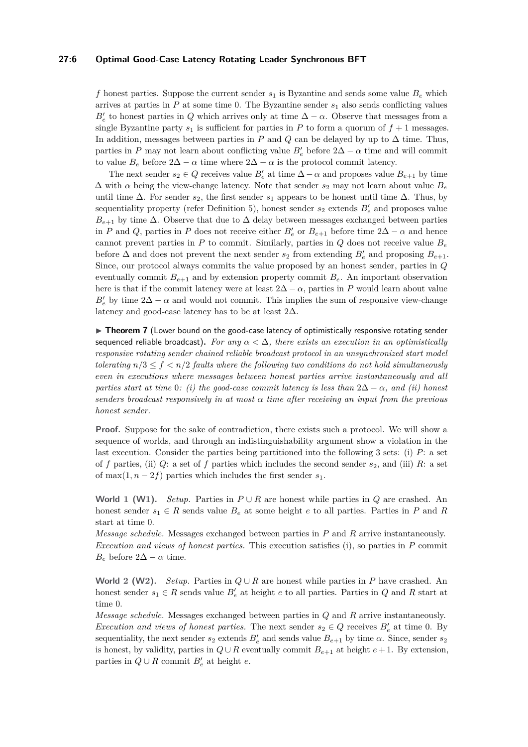$f$ honest parties. Suppose the current sender $s_1$ is Byzantine and sends some value $B_e$ which arrives at parties in $P$ at some time 0. The Byzantine sender $s_1$ also sends conflicting values $B'_e$ to honest parties in $Q$ which arrives only at time $\Delta - \alpha$. Observe that messages from a single Byzantine party $s_1$ is sufficient for parties in $P$ to form a quorum of $f + 1$ messages. In addition, messages between parties in $P$ and $Q$ can be delayed by up to $\Delta$ time. Thus, parties in $P$ may not learn about conflicting value $B'_e$ before $2\Delta - \alpha$ time and will commit to value $B_e$ before $2\Delta - \alpha$ time where $2\Delta - \alpha$ is the protocol commit latency.

The next sender $s_2 \in Q$ receives value $B'_e$ at time $\Delta - \alpha$ and proposes value $B_{e+1}$ by time $\Delta$ with $\alpha$ being the view-change latency. Note that sender $s_2$ may not learn about value $B_e$ until time $\Delta$. For sender $s_2$, the first sender $s_1$ appears to be honest until time $\Delta$. Thus, by sequentiality property (refer Definition 5), honest sender $s_2$ extends $B'_e$ and proposes value $B_{e+1}$ by time $\Delta$. Observe that due to $\Delta$ delay between messages exchanged between parties in $P$ and $Q$, parties in $P$ does not receive either $B'_e$ or $B_{e+1}$ before time $2\Delta - \alpha$ and hence cannot prevent parties in $P$ to commit. Similarly, parties in $Q$ does not receive value $B_e$ before $\Delta$ and does not prevent the next sender $s_2$ from extending $B'_e$ and proposing $B_{e+1}$. Since, our protocol always commits the value proposed by an honest sender, parties in $Q$ eventually commit $B_{e+1}$ and by extension property commit $B_e$. An important observation here is that if the commit latency were at least $2\Delta - \alpha$, parties in $P$ would learn about value $B'_e$ by time $2\Delta - \alpha$ and would not commit. This implies the sum of responsive view-change latency and good-case latency has to be at least $2\Delta$.

▶ **Theorem 7** (Lower bound on the good-case latency of optimistically responsive rotating sender sequenced reliable broadcast)**.** *For any $\alpha < \Delta$, there exists an execution in an optimistically responsive rotating sender chained reliable broadcast protocol in an unsynchronized start model tolerating $n/3 \leq f < n/2$ faults where the following two conditions do not hold simultaneously even in executions where messages between honest parties arrive instantaneously and all parties start at time 0: (i) the good-case commit latency is less than $2\Delta - \alpha$, and (ii) honest senders broadcast responsively in at most $\alpha$ time after receiving an input from the previous honest sender.*

**Proof.** Suppose for the sake of contradiction, there exists such a protocol. We will show a sequence of worlds, and through an indistinguishability argument show a violation in the last execution. Consider the parties being partitioned into the following 3 sets: (i) $P$: a set of $f$ parties, (ii) $Q$: a set of $f$ parties which includes the second sender $s_2$, and (iii) $R$: a set of $\max(1, n - 2f)$ parties which includes the first sender $s_1$.

**World 1 (W1).** *Setup.* Parties in $P \cup R$ are honest while parties in $Q$ are crashed. An honest sender $s_1 \in R$ sends value $B_e$ at some height $e$ to all parties. Parties in $P$ and $R$ start at time 0.
*Message schedule.* Messages exchanged between parties in $P$ and $R$ arrive instantaneously.
*Execution and views of honest parties.* This execution satisfies (i), so parties in $P$ commit $B_e$ before $2\Delta - \alpha$ time.

**World 2 (W2).** *Setup.* Parties in $Q \cup R$ are honest while parties in $P$ have crashed. An honest sender $s_1 \in R$ sends value $B'_e$ at height $e$ to all parties. Parties in $Q$ and $R$ start at time 0.
*Message schedule.* Messages exchanged between parties in $Q$ and $R$ arrive instantaneously.
*Execution and views of honest parties.* The next sender $s_2 \in Q$ receives $B'_e$ at time 0. By sequentiality, the next sender $s_2$ extends $B'_e$ and sends value $B_{e+1}$ by time $\alpha$. Since, sender $s_2$ is honest, by validity, parties in $Q \cup R$ eventually commit $B_{e+1}$ at height $e + 1$. By extension, parties in $Q \cup R$ commit $B'_e$ at height $e$.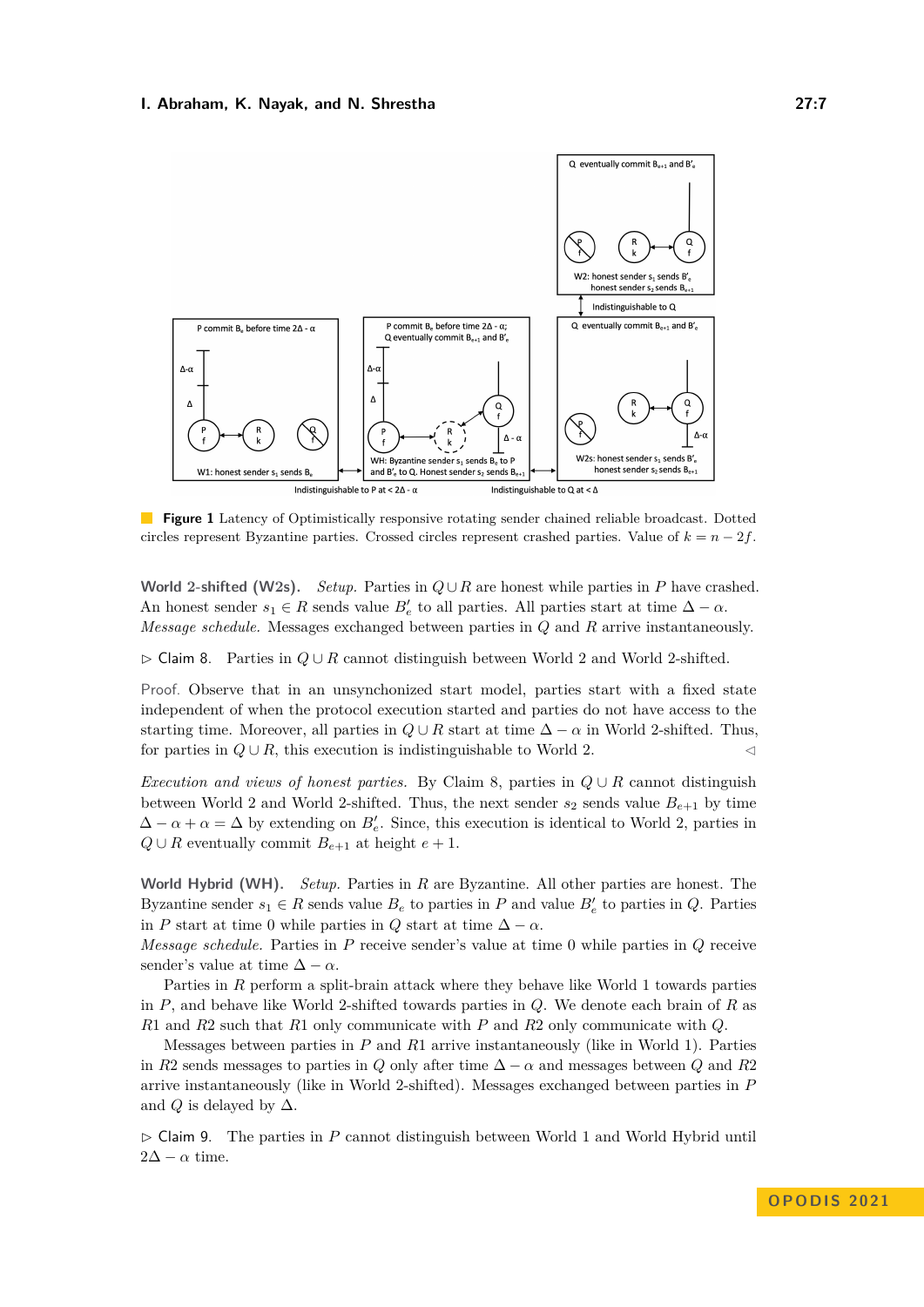**Figure 1** Latency of Optimistically responsive rotating sender chained reliable broadcast. Dotted circles represent Byzantine parties. Crossed circles represent crashed parties. Value of $k = n - 2f$.

**World 2-shifted (W2s).** *Setup.* Parties in $Q \cup R$ are honest while parties in $P$ have crashed. An honest sender $s_1 \in R$ sends value $B'_e$ to all parties. All parties start at time $\Delta - \alpha$.
*Message schedule.* Messages exchanged between parties in $Q$ and $R$ arrive instantaneously.

▷ Claim 8. Parties in $Q \cup R$ cannot distinguish between World 2 and World 2-shifted.

Proof. Observe that in an unsynchonized start model, parties start with a fixed state independent of when the protocol execution started and parties do not have access to the starting time. Moreover, all parties in $Q \cup R$ start at time $\Delta - \alpha$ in World 2-shifted. Thus, for parties in $Q \cup R$, this execution is indistinguishable to World 2. ◁

*Execution and views of honest parties.* By Claim 8, parties in $Q \cup R$ cannot distinguish between World 2 and World 2-shifted. Thus, the next sender $s_2$ sends value $B_{e+1}$ by time $\Delta - \alpha + \alpha = \Delta$ by extending on $B'_e$. Since, this execution is identical to World 2, parties in $Q \cup R$ eventually commit $B_{e+1}$ at height $e + 1$.

**World Hybrid (WH).** *Setup.* Parties in $R$ are Byzantine. All other parties are honest. The Byzantine sender $s_1 \in R$ sends value $B_e$ to parties in $P$ and value $B'_e$ to parties in $Q$. Parties in $P$ start at time 0 while parties in $Q$ start at time $\Delta - \alpha$.
*Message schedule.* Parties in $P$ receive sender's value at time 0 while parties in $Q$ receive sender's value at time $\Delta - \alpha$.

Parties in $R$ perform a split-brain attack where they behave like World 1 towards parties in $P$, and behave like World 2-shifted towards parties in $Q$. We denote each brain of $R$ as $R1$ and $R2$ such that $R1$ only communicate with $P$ and $R2$ only communicate with $Q$.

Messages between parties in $P$ and $R1$ arrive instantaneously (like in World 1). Parties in $R2$ sends messages to parties in $Q$ only after time $\Delta - \alpha$ and messages between $Q$ and $R2$ arrive instantaneously (like in World 2-shifted). Messages exchanged between parties in $P$ and $Q$ is delayed by $\Delta$.

▷ Claim 9. The parties in $P$ cannot distinguish between World 1 and World Hybrid until $2\Delta - \alpha$ time.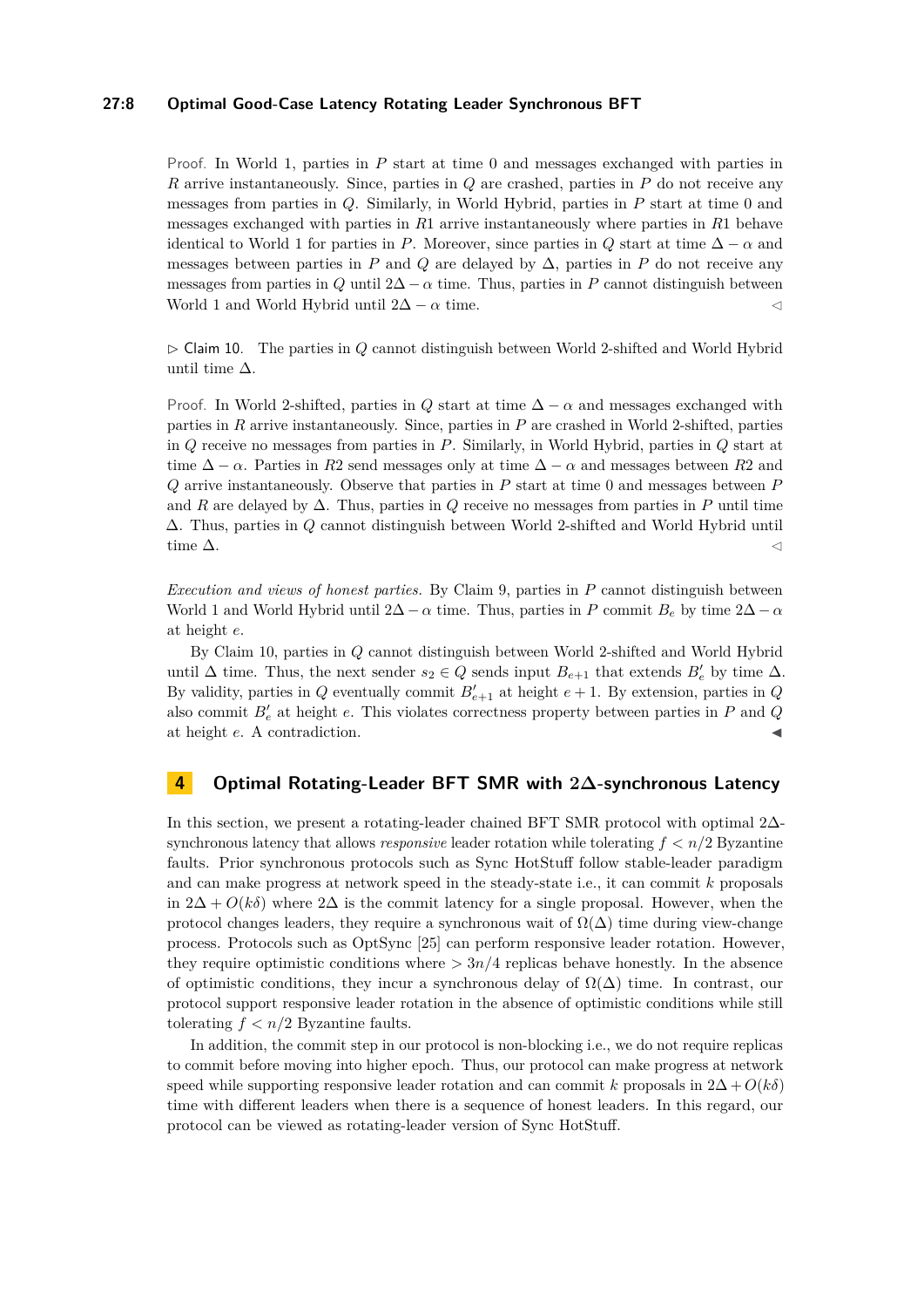Proof. In World 1, parties in $P$ start at time 0 and messages exchanged with parties in $R$ arrive instantaneously. Since, parties in $Q$ are crashed, parties in $P$ do not receive any messages from parties in $Q$. Similarly, in World Hybrid, parties in $P$ start at time 0 and messages exchanged with parties in $R1$ arrive instantaneously where parties in $R1$ behave identical to World 1 for parties in $P$. Moreover, since parties in $Q$ start at time $\Delta - \alpha$ and messages between parties in $P$ and $Q$ are delayed by $\Delta$, parties in $P$ do not receive any messages from parties in $Q$ until $2\Delta - \alpha$ time. Thus, parties in $P$ cannot distinguish between World 1 and World Hybrid until $2\Delta - \alpha$ time. ◁

▷ Claim 10. The parties in $Q$ cannot distinguish between World 2-shifted and World Hybrid until time $\Delta$.

Proof. In World 2-shifted, parties in $Q$ start at time $\Delta - \alpha$ and messages exchanged with parties in $R$ arrive instantaneously. Since, parties in $P$ are crashed in World 2-shifted, parties in $Q$ receive no messages from parties in $P$. Similarly, in World Hybrid, parties in $Q$ start at time $\Delta - \alpha$. Parties in $R2$ send messages only at time $\Delta - \alpha$ and messages between $R2$ and $Q$ arrive instantaneously. Observe that parties in $P$ start at time 0 and messages between $P$ and $R$ are delayed by $\Delta$. Thus, parties in $Q$ receive no messages from parties in $P$ until time $\Delta$. Thus, parties in $Q$ cannot distinguish between World 2-shifted and World Hybrid until time $\Delta$. ◁

*Execution and views of honest parties.* By Claim 9, parties in $P$ cannot distinguish between World 1 and World Hybrid until $2\Delta - \alpha$ time. Thus, parties in $P$ commit $B_e$ by time $2\Delta - \alpha$ at height $e$.

By Claim 10, parties in $Q$ cannot distinguish between World 2-shifted and World Hybrid until $\Delta$ time. Thus, the next sender $s_2 \in Q$ sends input $B_{e+1}$ that extends $B'_e$ by time $\Delta$. By validity, parties in $Q$ eventually commit $B'_{e+1}$ at height $e + 1$. By extension, parties in $Q$ also commit $B'_e$ at height $e$. This violates correctness property between parties in $P$ and $Q$ at height $e$. A contradiction. ◀

## 4 Optimal Rotating-Leader BFT SMR with 2Δ-synchronous Latency

In this section, we present a rotating-leader chained BFT SMR protocol with optimal $2\Delta$-synchronous latency that allows *responsive* leader rotation while tolerating $f < n/2$ Byzantine faults. Prior synchronous protocols such as Sync HotStuff follow stable-leader paradigm and can make progress at network speed in the steady-state i.e., it can commit $k$ proposals in $2\Delta + O(k\delta)$ where $2\Delta$ is the commit latency for a single proposal. However, when the protocol changes leaders, they require a synchronous wait of $\Omega(\Delta)$ time during view-change process. Protocols such as OptSync [25] can perform responsive leader rotation. However, they require optimistic conditions where $> 3n/4$ replicas behave honestly. In the absence of optimistic conditions, they incur a synchronous delay of $\Omega(\Delta)$ time. In contrast, our protocol support responsive leader rotation in the absence of optimistic conditions while still tolerating $f < n/2$ Byzantine faults.

In addition, the commit step in our protocol is non-blocking i.e., we do not require replicas to commit before moving into higher epoch. Thus, our protocol can make progress at network speed while supporting responsive leader rotation and can commit $k$ proposals in $2\Delta + O(k\delta)$ time with different leaders when there is a sequence of honest leaders. In this regard, our protocol can be viewed as rotating-leader version of Sync HotStuff.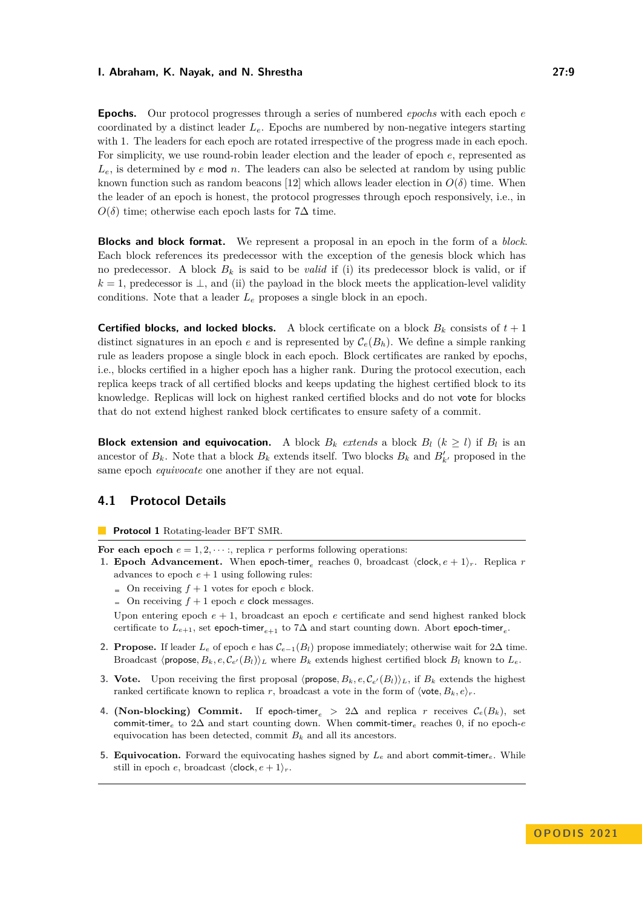**Epochs.** Our protocol progresses through a series of numbered *epochs* with each epoch $e$ coordinated by a distinct leader $L_e$. Epochs are numbered by non-negative integers starting with 1. The leaders for each epoch are rotated irrespective of the progress made in each epoch. For simplicity, we use round-robin leader election and the leader of epoch $e$, represented as $L_e$, is determined by $e \bmod n$. The leaders can also be selected at random by using public known function such as random beacons [12] which allows leader election in $O(\delta)$ time. When the leader of an epoch is honest, the protocol progresses through epoch responsively, i.e., in $O(\delta)$ time; otherwise each epoch lasts for $7\Delta$ time.

**Blocks and block format.** We represent a proposal in an epoch in the form of a *block*. Each block references its predecessor with the exception of the genesis block which has no predecessor. A block $B_k$ is said to be *valid* if (i) its predecessor block is valid, or if $k = 1$, predecessor is $\perp$, and (ii) the payload in the block meets the application-level validity conditions. Note that a leader $L_e$ proposes a single block in an epoch.

**Certified blocks, and locked blocks.** A block certificate on a block $B_k$ consists of $t+1$ distinct signatures in an epoch $e$ and is represented by $\mathcal{C}_e(B_h)$. We define a simple ranking rule as leaders propose a single block in each epoch. Block certificates are ranked by epochs, i.e., blocks certified in a higher epoch has a higher rank. During the protocol execution, each replica keeps track of all certified blocks and keeps updating the highest certified block to its knowledge. Replicas will lock on highest ranked certified blocks and do not vote for blocks that do not extend highest ranked block certificates to ensure safety of a commit.

**Block extension and equivocation.** A block $B_k$ *extends* a block $B_l$ ($k \geq l$) if $B_l$ is an ancestor of $B_k$. Note that a block $B_k$ extends itself. Two blocks $B_k$ and $B'_{k'}$ proposed in the same epoch *equivocate* one another if they are not equal.

## 4.1 Protocol Details

**Protocol 1** Rotating-leader BFT SMR.

**For each epoch** $e = 1, 2, \cdots$ :, replica $r$ performs following operations:

1. **Epoch Advancement.** When epoch-timer$_e$ reaches 0, broadcast $\langle \mathsf{clock}, e+1 \rangle_r$. Replica $r$ advances to epoch $e+1$ using following rules:
   - On receiving $f+1$ votes for epoch $e$ block.
   - On receiving $f+1$ epoch $e$ clock messages.

   Upon entering epoch $e+1$, broadcast an epoch $e$ certificate and send highest ranked block certificate to $L_{e+1}$, set epoch-timer$_{e+1}$ to $7\Delta$ and start counting down. Abort epoch-timer$_e$.
2. **Propose.** If leader $L_e$ of epoch $e$ has $\mathcal{C}_{e-1}(B_l)$ propose immediately; otherwise wait for $2\Delta$ time. Broadcast $\langle \mathsf{propose}, B_k, e, \mathcal{C}_{e'}(B_l) \rangle_L$ where $B_k$ extends highest certified block $B_l$ known to $L_e$.
3. **Vote.** Upon receiving the first proposal $\langle \mathsf{propose}, B_k, e, \mathcal{C}_{e'}(B_l) \rangle_L$, if $B_k$ extends the highest ranked certificate known to replica $r$, broadcast a vote in the form of $\langle \mathsf{vote}, B_k, e \rangle_r$.
4. **(Non-blocking) Commit.** If epoch-timer$_e$ $> 2\Delta$ and replica $r$ receives $\mathcal{C}_e(B_k)$, set commit-timer$_e$ to $2\Delta$ and start counting down. When commit-timer$_e$ reaches 0, if no epoch-$e$ equivocation has been detected, commit $B_k$ and all its ancestors.
5. **Equivocation.** Forward the equivocating hashes signed by $L_e$ and abort commit-timer$_e$. While still in epoch $e$, broadcast $\langle \mathsf{clock}, e+1 \rangle_r$.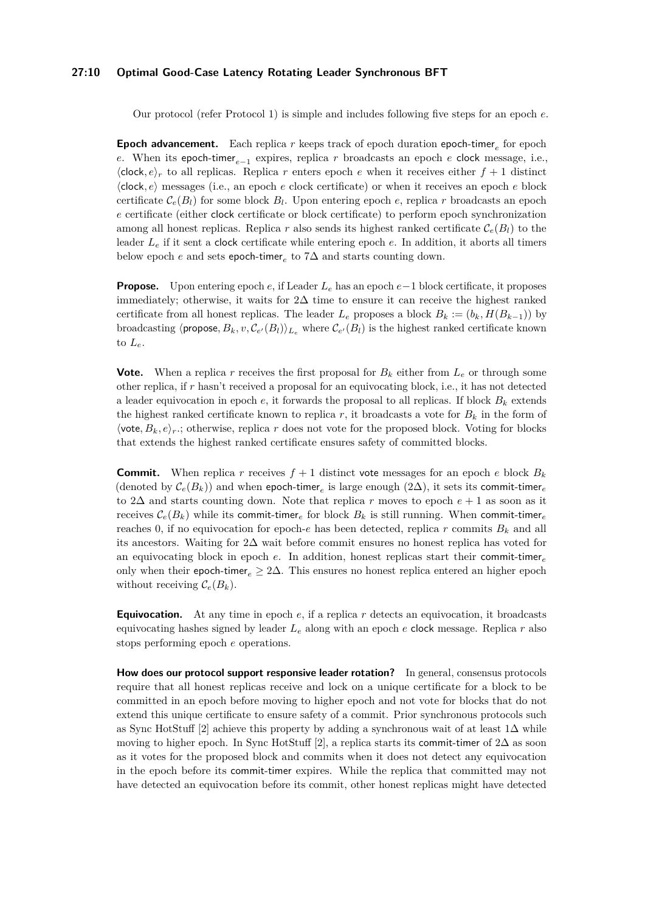Our protocol (refer Protocol 1) is simple and includes following five steps for an epoch $e$.

**Epoch advancement.** Each replica $r$ keeps track of epoch duration $\mathsf{epoch\text{-}timer}_e$ for epoch $e$. When its $\mathsf{epoch\text{-}timer}_{e-1}$ expires, replica $r$ broadcasts an epoch $e$ clock message, i.e., $\langle \mathsf{clock}, e \rangle_r$ to all replicas. Replica $r$ enters epoch $e$ when it receives either $f + 1$ distinct $\langle \mathsf{clock}, e \rangle$ messages (i.e., an epoch $e$ clock certificate) or when it receives an epoch $e$ block certificate $\mathcal{C}_e(B_l)$ for some block $B_l$. Upon entering epoch $e$, replica $r$ broadcasts an epoch $e$ certificate (either clock certificate or block certificate) to perform epoch synchronization among all honest replicas. Replica $r$ also sends its highest ranked certificate $\mathcal{C}_e(B_l)$ to the leader $L_e$ if it sent a clock certificate while entering epoch $e$. In addition, it aborts all timers below epoch $e$ and sets $\mathsf{epoch\text{-}timer}_e$ to $7\Delta$ and starts counting down.

**Propose.** Upon entering epoch $e$, if Leader $L_e$ has an epoch $e-1$ block certificate, it proposes immediately; otherwise, it waits for $2\Delta$ time to ensure it can receive the highest ranked certificate from all honest replicas. The leader $L_e$ proposes a block $B_k := (b_k, H(B_{k-1}))$ by broadcasting $\langle \mathsf{propose}, B_k, v, \mathcal{C}_{e'}(B_l) \rangle_{L_e}$ where $\mathcal{C}_{e'}(B_l)$ is the highest ranked certificate known to $L_e$.

**Vote.** When a replica $r$ receives the first proposal for $B_k$ either from $L_e$ or through some other replica, if $r$ hasn't received a proposal for an equivocating block, i.e., it has not detected a leader equivocation in epoch $e$, it forwards the proposal to all replicas. If block $B_k$ extends the highest ranked certificate known to replica $r$, it broadcasts a vote for $B_k$ in the form of $\langle \mathsf{vote}, B_k, e \rangle_r$.; otherwise, replica $r$ does not vote for the proposed block. Voting for blocks that extends the highest ranked certificate ensures safety of committed blocks.

**Commit.** When replica $r$ receives $f + 1$ distinct vote messages for an epoch $e$ block $B_k$ (denoted by $\mathcal{C}_e(B_k)$) and when $\mathsf{epoch\text{-}timer}_e$ is large enough ($2\Delta$), it sets its $\mathsf{commit\text{-}timer}_e$ to $2\Delta$ and starts counting down. Note that replica $r$ moves to epoch $e + 1$ as soon as it receives $\mathcal{C}_e(B_k)$ while its $\mathsf{commit\text{-}timer}_e$ for block $B_k$ is still running. When $\mathsf{commit\text{-}timer}_e$ reaches 0, if no equivocation for epoch-$e$ has been detected, replica $r$ commits $B_k$ and all its ancestors. Waiting for $2\Delta$ wait before commit ensures no honest replica has voted for an equivocating block in epoch $e$. In addition, honest replicas start their $\mathsf{commit\text{-}timer}_e$ only when their $\mathsf{epoch\text{-}timer}_e \geq 2\Delta$. This ensures no honest replica entered an higher epoch without receiving $\mathcal{C}_e(B_k)$.

**Equivocation.** At any time in epoch $e$, if a replica $r$ detects an equivocation, it broadcasts equivocating hashes signed by leader $L_e$ along with an epoch $e$ clock message. Replica $r$ also stops performing epoch $e$ operations.

**How does our protocol support responsive leader rotation?** In general, consensus protocols require that all honest replicas receive and lock on a unique certificate for a block to be committed in an epoch before moving to higher epoch and not vote for blocks that do not extend this unique certificate to ensure safety of a commit. Prior synchronous protocols such as Sync HotStuff [2] achieve this property by adding a synchronous wait of at least $1\Delta$ while moving to higher epoch. In Sync HotStuff [2], a replica starts its commit-timer of $2\Delta$ as soon as it votes for the proposed block and commits when it does not detect any equivocation in the epoch before its commit-timer expires. While the replica that committed may not have detected an equivocation before its commit, other honest replicas might have detected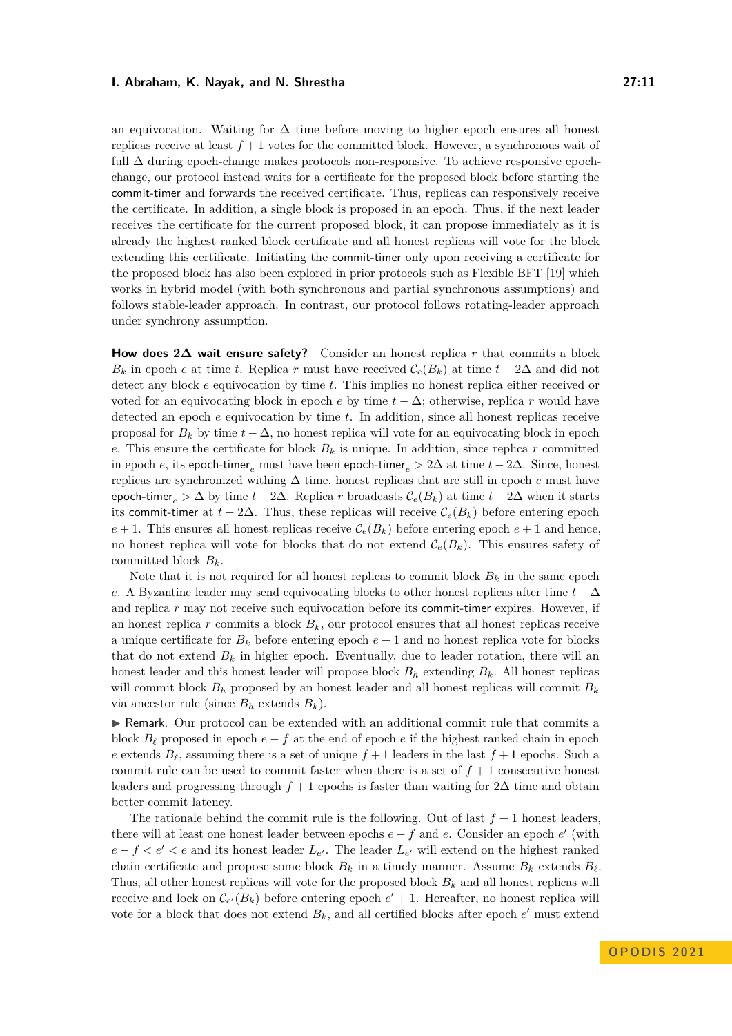an equivocation. Waiting for $\Delta$ time before moving to higher epoch ensures all honest replicas receive at least $f+1$ votes for the committed block. However, a synchronous wait of full $\Delta$ during epoch-change makes protocols non-responsive. To achieve responsive epoch-change, our protocol instead waits for a certificate for the proposed block before starting the commit-timer and forwards the received certificate. Thus, replicas can responsively receive the certificate. In addition, a single block is proposed in an epoch. Thus, if the next leader receives the certificate for the current proposed block, it can propose immediately as it is already the highest ranked block certificate and all honest replicas will vote for the block extending this certificate. Initiating the commit-timer only upon receiving a certificate for the proposed block has also been explored in prior protocols such as Flexible BFT [19] which works in hybrid model (with both synchronous and partial synchronous assumptions) and follows stable-leader approach. In contrast, our protocol follows rotating-leader approach under synchrony assumption.

**How does $2\Delta$ wait ensure safety?** Consider an honest replica $r$ that commits a block $B_k$ in epoch $e$ at time $t$. Replica $r$ must have received $\mathcal{C}_e(B_k)$ at time $t-2\Delta$ and did not detect any block $e$ equivocation by time $t$. This implies no honest replica either received or voted for an equivocating block in epoch $e$ by time $t-\Delta$; otherwise, replica $r$ would have detected an epoch $e$ equivocation by time $t$. In addition, since all honest replicas receive proposal for $B_k$ by time $t-\Delta$, no honest replica will vote for an equivocating block in epoch $e$. This ensure the certificate for block $B_k$ is unique. In addition, since replica $r$ committed in epoch $e$, its epoch-timer$_e$ must have been epoch-timer$_e > 2\Delta$ at time $t-2\Delta$. Since, honest replicas are synchronized withing $\Delta$ time, honest replicas that are still in epoch $e$ must have epoch-timer$_e > \Delta$ by time $t-2\Delta$. Replica $r$ broadcasts $\mathcal{C}_e(B_k)$ at time $t-2\Delta$ when it starts its commit-timer at $t-2\Delta$. Thus, these replicas will receive $\mathcal{C}_e(B_k)$ before entering epoch $e+1$. This ensures all honest replicas receive $\mathcal{C}_e(B_k)$ before entering epoch $e+1$ and hence, no honest replica will vote for blocks that do not extend $\mathcal{C}_e(B_k)$. This ensures safety of committed block $B_k$.

Note that it is not required for all honest replicas to commit block $B_k$ in the same epoch $e$. A Byzantine leader may send equivocating blocks to other honest replicas after time $t-\Delta$ and replica $r$ may not receive such equivocation before its commit-timer expires. However, if an honest replica $r$ commits a block $B_k$, our protocol ensures that all honest replicas receive a unique certificate for $B_k$ before entering epoch $e+1$ and no honest replica vote for blocks that do not extend $B_k$ in higher epoch. Eventually, due to leader rotation, there will an honest leader and this honest leader will propose block $B_h$ extending $B_k$. All honest replicas will commit block $B_h$ proposed by an honest leader and all honest replicas will commit $B_k$ via ancestor rule (since $B_h$ extends $B_k$).

▶ Remark. Our protocol can be extended with an additional commit rule that commits a block $B_\ell$ proposed in epoch $e-f$ at the end of epoch $e$ if the highest ranked chain in epoch $e$ extends $B_\ell$, assuming there is a set of unique $f+1$ leaders in the last $f+1$ epochs. Such a commit rule can be used to commit faster when there is a set of $f+1$ consecutive honest leaders and progressing through $f+1$ epochs is faster than waiting for $2\Delta$ time and obtain better commit latency.

The rationale behind the commit rule is the following. Out of last $f+1$ honest leaders, there will at least one honest leader between epochs $e-f$ and $e$. Consider an epoch $e'$ (with $e-f < e' < e$ and its honest leader $L_{e'}$. The leader $L_{e'}$ will extend on the highest ranked chain certificate and propose some block $B_k$ in a timely manner. Assume $B_k$ extends $B_\ell$. Thus, all other honest replicas will vote for the proposed block $B_k$ and all honest replicas will receive and lock on $\mathcal{C}_{e'}(B_k)$ before entering epoch $e'+1$. Hereafter, no honest replica will vote for a block that does not extend $B_k$, and all certified blocks after epoch $e'$ must extend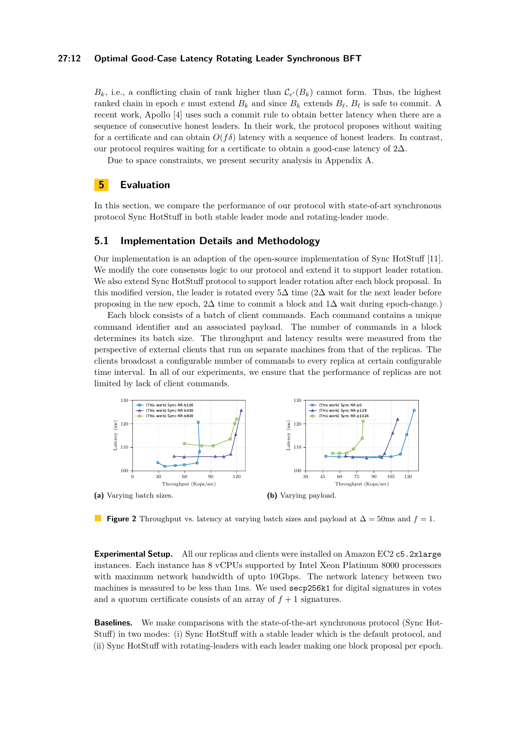$B_k$, i.e., a conflicting chain of rank higher than $\mathcal{C}_{e'}(B_k)$ cannot form. Thus, the highest ranked chain in epoch $e$ must extend $B_k$ and since $B_k$ extends $B_\ell$, $B_\ell$ is safe to commit. A recent work, Apollo [4] uses such a commit rule to obtain better latency when there are a sequence of consecutive honest leaders. In their work, the protocol proposes without waiting for a certificate and can obtain $O(f\delta)$ latency with a sequence of honest leaders. In contrast, our protocol requires waiting for a certificate to obtain a good-case latency of $2\Delta$.

Due to space constraints, we present security analysis in Appendix A.

# 5 Evaluation

In this section, we compare the performance of our protocol with state-of-art synchronous protocol Sync HotStuff in both stable leader mode and rotating-leader mode.

## 5.1 Implementation Details and Methodology

Our implementation is an adaption of the open-source implementation of Sync HotStuff [11]. We modify the core consensus logic to our protocol and extend it to support leader rotation. We also extend Sync HotStuff protocol to support leader rotation after each block proposal. In this modified version, the leader is rotated every $5\Delta$ time ($2\Delta$ wait for the next leader before proposing in the new epoch, $2\Delta$ time to commit a block and $1\Delta$ wait during epoch-change.)

Each block consists of a batch of client commands. Each command contains a unique command identifier and an associated payload. The number of commands in a block determines its batch size. The throughput and latency results were measured from the perspective of external clients that run on separate machines from that of the replicas. The clients broadcast a configurable number of commands to every replica at certain configurable time interval. In all of our experiments, we ensure that the performance of replicas are not limited by lack of client commands.

**(a)** Varying batch sizes.

**(b)** Varying payload.

**Figure 2** Throughput vs. latency at varying batch sizes and payload at $\Delta = 50$ms and $f = 1$.

**Experimental Setup.** All our replicas and clients were installed on Amazon EC2 `c5.2xlarge` instances. Each instance has 8 vCPUs supported by Intel Xeon Platinum 8000 processors with maximum network bandwidth of upto 10Gbps. The network latency between two machines is measured to be less than 1ms. We used `secp256k1` for digital signatures in votes and a quorum certificate consists of an array of $f + 1$ signatures.

**Baselines.** We make comparisons with the state-of-the-art synchronous protocol (Sync HotStuff) in two modes: (i) Sync HotStuff with a stable leader which is the default protocol, and (ii) Sync HotStuff with rotating-leaders with each leader making one block proposal per epoch.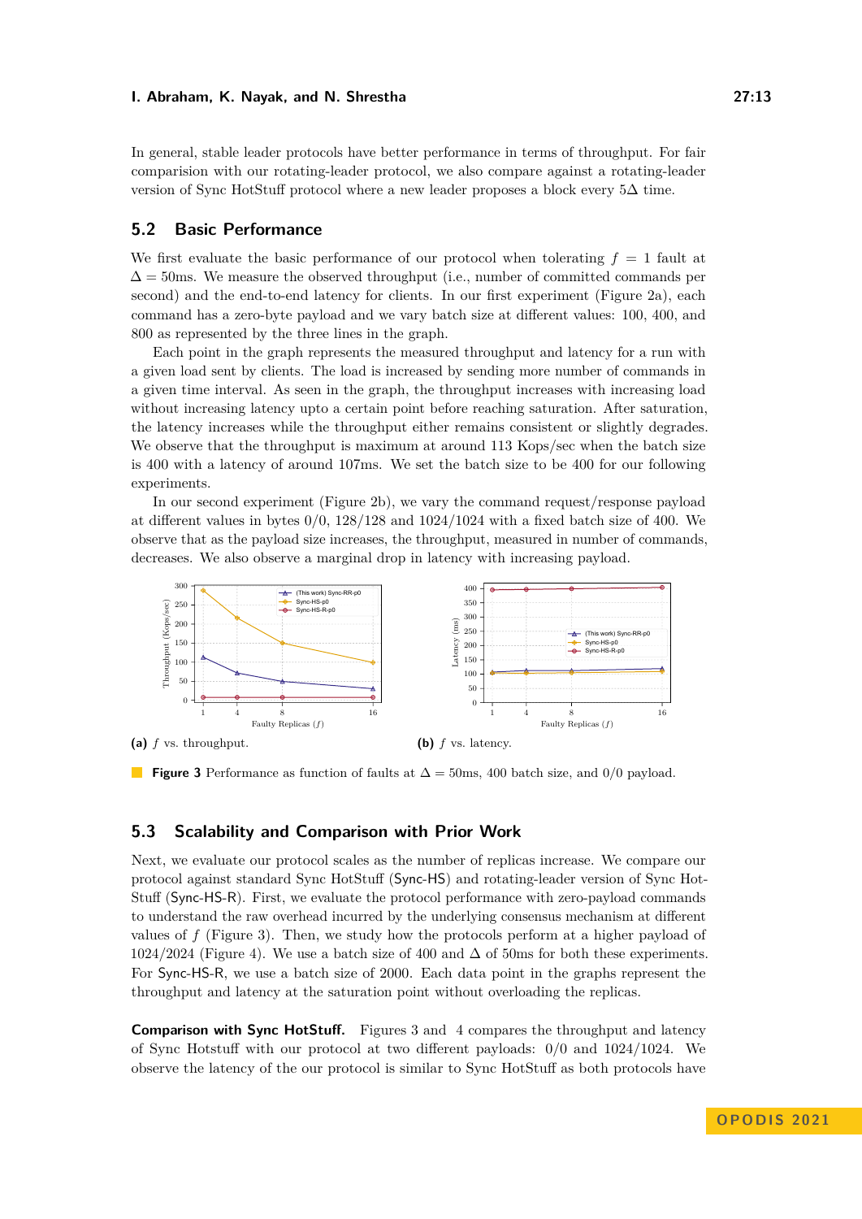In general, stable leader protocols have better performance in terms of throughput. For fair comparision with our rotating-leader protocol, we also compare against a rotating-leader version of Sync HotStuff protocol where a new leader proposes a block every $5\Delta$ time.

## 5.2 Basic Performance

We first evaluate the basic performance of our protocol when tolerating $f = 1$ fault at $\Delta = 50$ms. We measure the observed throughput (i.e., number of committed commands per second) and the end-to-end latency for clients. In our first experiment (Figure 2a), each command has a zero-byte payload and we vary batch size at different values: 100, 400, and 800 as represented by the three lines in the graph.

Each point in the graph represents the measured throughput and latency for a run with a given load sent by clients. The load is increased by sending more number of commands in a given time interval. As seen in the graph, the throughput increases with increasing load without increasing latency upto a certain point before reaching saturation. After saturation, the latency increases while the throughput either remains consistent or slightly degrades. We observe that the throughput is maximum at around 113 Kops/sec when the batch size is 400 with a latency of around 107ms. We set the batch size to be 400 for our following experiments.

In our second experiment (Figure 2b), we vary the command request/response payload at different values in bytes 0/0, 128/128 and 1024/1024 with a fixed batch size of 400. We observe that as the payload size increases, the throughput, measured in number of commands, decreases. We also observe a marginal drop in latency with increasing payload.

**(a)** $f$ vs. throughput.

**(b)** $f$ vs. latency.

**Figure 3** Performance as function of faults at $\Delta = 50$ms, 400 batch size, and 0/0 payload.

## 5.3 Scalability and Comparison with Prior Work

Next, we evaluate our protocol scales as the number of replicas increase. We compare our protocol against standard Sync HotStuff (Sync-HS) and rotating-leader version of Sync HotStuff (Sync-HS-R). First, we evaluate the protocol performance with zero-payload commands to understand the raw overhead incurred by the underlying consensus mechanism at different values of $f$ (Figure 3). Then, we study how the protocols perform at a higher payload of 1024/2024 (Figure 4). We use a batch size of 400 and $\Delta$ of 50ms for both these experiments. For Sync-HS-R, we use a batch size of 2000. Each data point in the graphs represent the throughput and latency at the saturation point without overloading the replicas.

**Comparison with Sync HotStuff.** Figures 3 and 4 compares the throughput and latency of Sync Hotstuff with our protocol at two different payloads: 0/0 and 1024/1024. We observe the latency of the our protocol is similar to Sync HotStuff as both protocols have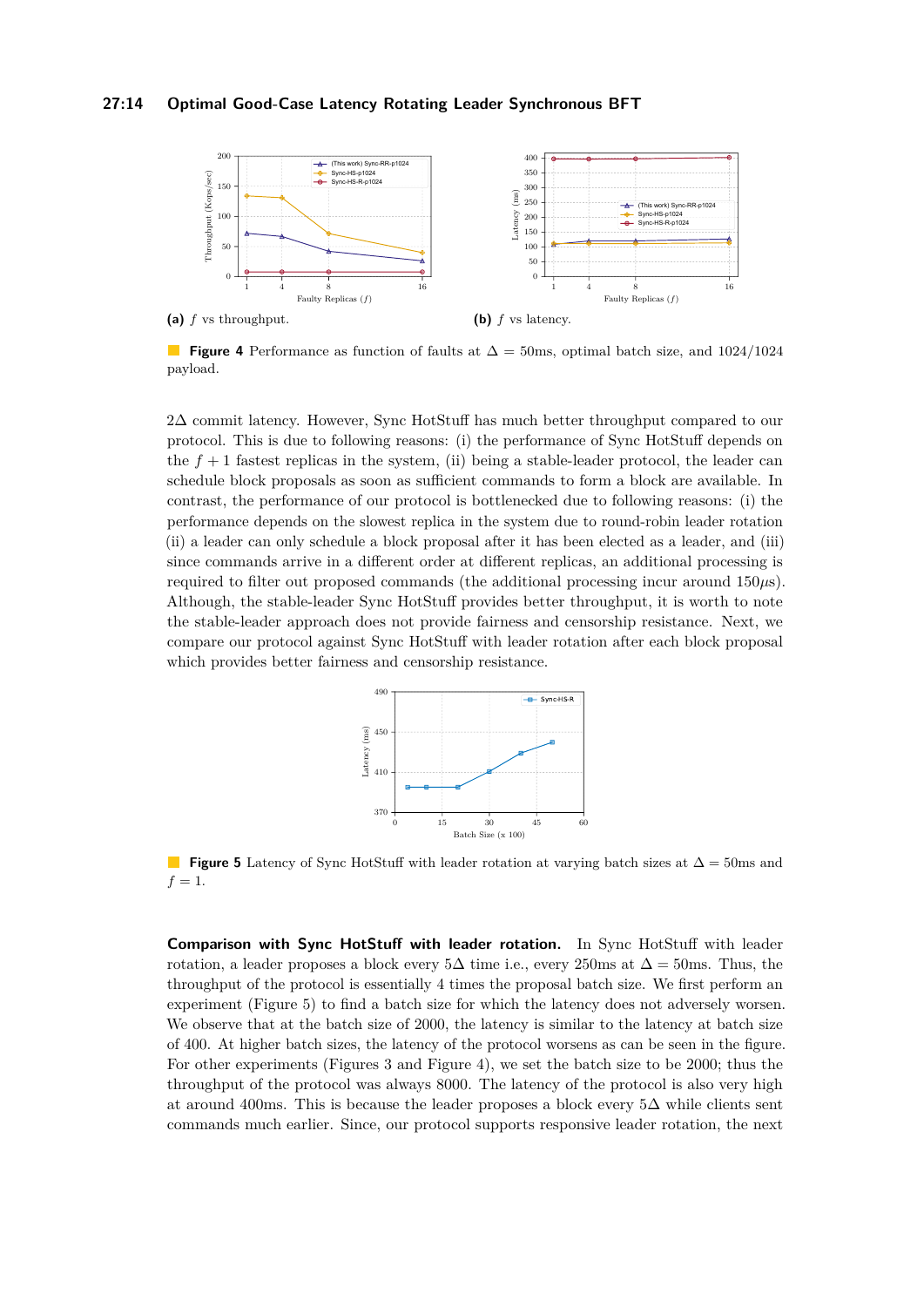**(a)** $f$ vs throughput.

**(b)** $f$ vs latency.

**Figure 4** Performance as function of faults at $\Delta = 50$ms, optimal batch size, and 1024/1024 payload.

$2\Delta$ commit latency. However, Sync HotStuff has much better throughput compared to our protocol. This is due to following reasons: (i) the performance of Sync HotStuff depends on the $f + 1$ fastest replicas in the system, (ii) being a stable-leader protocol, the leader can schedule block proposals as soon as sufficient commands to form a block are available. In contrast, the performance of our protocol is bottlenecked due to following reasons: (i) the performance depends on the slowest replica in the system due to round-robin leader rotation (ii) a leader can only schedule a block proposal after it has been elected as a leader, and (iii) since commands arrive in a different order at different replicas, an additional processing is required to filter out proposed commands (the additional processing incur around $150\mu s$). Although, the stable-leader Sync HotStuff provides better throughput, it is worth to note the stable-leader approach does not provide fairness and censorship resistance. Next, we compare our protocol against Sync HotStuff with leader rotation after each block proposal which provides better fairness and censorship resistance.

**Figure 5** Latency of Sync HotStuff with leader rotation at varying batch sizes at $\Delta = 50$ms and $f = 1$.

**Comparison with Sync HotStuff with leader rotation.** In Sync HotStuff with leader rotation, a leader proposes a block every $5\Delta$ time i.e., every 250ms at $\Delta = 50$ms. Thus, the throughput of the protocol is essentially 4 times the proposal batch size. We first perform an experiment (Figure 5) to find a batch size for which the latency does not adversely worsen. We observe that at the batch size of 2000, the latency is similar to the latency at batch size of 400. At higher batch sizes, the latency of the protocol worsens as can be seen in the figure. For other experiments (Figures 3 and Figure 4), we set the batch size to be 2000; thus the throughput of the protocol was always 8000. The latency of the protocol is also very high at around 400ms. This is because the leader proposes a block every $5\Delta$ while clients sent commands much earlier. Since, our protocol supports responsive leader rotation, the next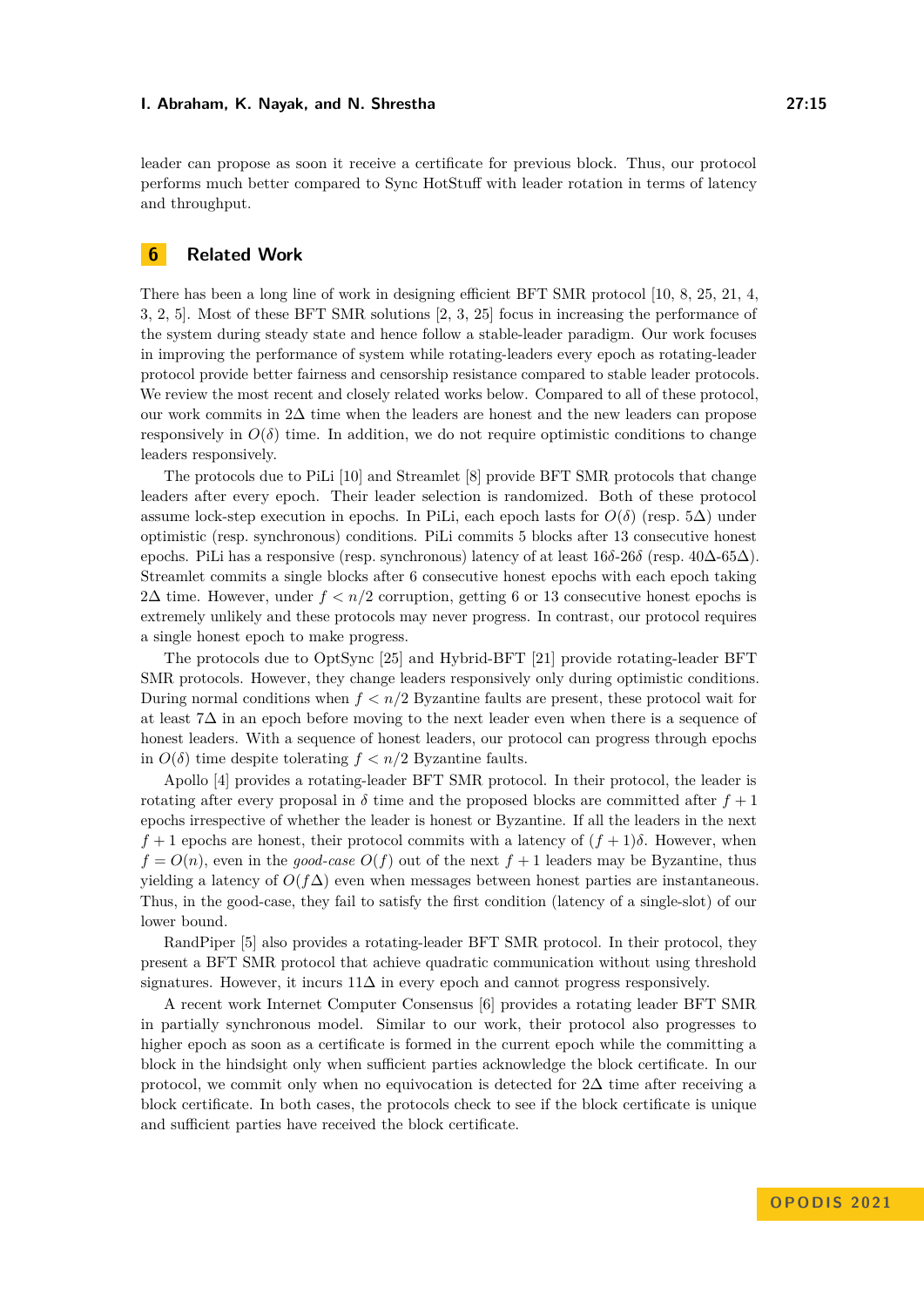leader can propose as soon it receive a certificate for previous block. Thus, our protocol performs much better compared to Sync HotStuff with leader rotation in terms of latency and throughput.

## 6 Related Work

There has been a long line of work in designing efficient BFT SMR protocol [10, 8, 25, 21, 4, 3, 2, 5]. Most of these BFT SMR solutions [2, 3, 25] focus in increasing the performance of the system during steady state and hence follow a stable-leader paradigm. Our work focuses in improving the performance of system while rotating-leaders every epoch as rotating-leader protocol provide better fairness and censorship resistance compared to stable leader protocols. We review the most recent and closely related works below. Compared to all of these protocol, our work commits in $2\Delta$ time when the leaders are honest and the new leaders can propose responsively in $O(\delta)$ time. In addition, we do not require optimistic conditions to change leaders responsively.

The protocols due to PiLi [10] and Streamlet [8] provide BFT SMR protocols that change leaders after every epoch. Their leader selection is randomized. Both of these protocol assume lock-step execution in epochs. In PiLi, each epoch lasts for $O(\delta)$ (resp. $5\Delta$) under optimistic (resp. synchronous) conditions. PiLi commits 5 blocks after 13 consecutive honest epochs. PiLi has a responsive (resp. synchronous) latency of at least $16\delta$-$26\delta$ (resp. $40\Delta$-$65\Delta$). Streamlet commits a single blocks after 6 consecutive honest epochs with each epoch taking $2\Delta$ time. However, under $f < n/2$ corruption, getting 6 or 13 consecutive honest epochs is extremely unlikely and these protocols may never progress. In contrast, our protocol requires a single honest epoch to make progress.

The protocols due to OptSync [25] and Hybrid-BFT [21] provide rotating-leader BFT SMR protocols. However, they change leaders responsively only during optimistic conditions. During normal conditions when $f < n/2$ Byzantine faults are present, these protocol wait for at least $7\Delta$ in an epoch before moving to the next leader even when there is a sequence of honest leaders. With a sequence of honest leaders, our protocol can progress through epochs in $O(\delta)$ time despite tolerating $f < n/2$ Byzantine faults.

Apollo [4] provides a rotating-leader BFT SMR protocol. In their protocol, the leader is rotating after every proposal in $\delta$ time and the proposed blocks are committed after $f + 1$ epochs irrespective of whether the leader is honest or Byzantine. If all the leaders in the next $f + 1$ epochs are honest, their protocol commits with a latency of $(f + 1)\delta$. However, when $f = O(n)$, even in the *good-case* $O(f)$ out of the next $f + 1$ leaders may be Byzantine, thus yielding a latency of $O(f\Delta)$ even when messages between honest parties are instantaneous. Thus, in the good-case, they fail to satisfy the first condition (latency of a single-slot) of our lower bound.

RandPiper [5] also provides a rotating-leader BFT SMR protocol. In their protocol, they present a BFT SMR protocol that achieve quadratic communication without using threshold signatures. However, it incurs $11\Delta$ in every epoch and cannot progress responsively.

A recent work Internet Computer Consensus [6] provides a rotating leader BFT SMR in partially synchronous model. Similar to our work, their protocol also progresses to higher epoch as soon as a certificate is formed in the current epoch while the committing a block in the hindsight only when sufficient parties acknowledge the block certificate. In our protocol, we commit only when no equivocation is detected for $2\Delta$ time after receiving a block certificate. In both cases, the protocols check to see if the block certificate is unique and sufficient parties have received the block certificate.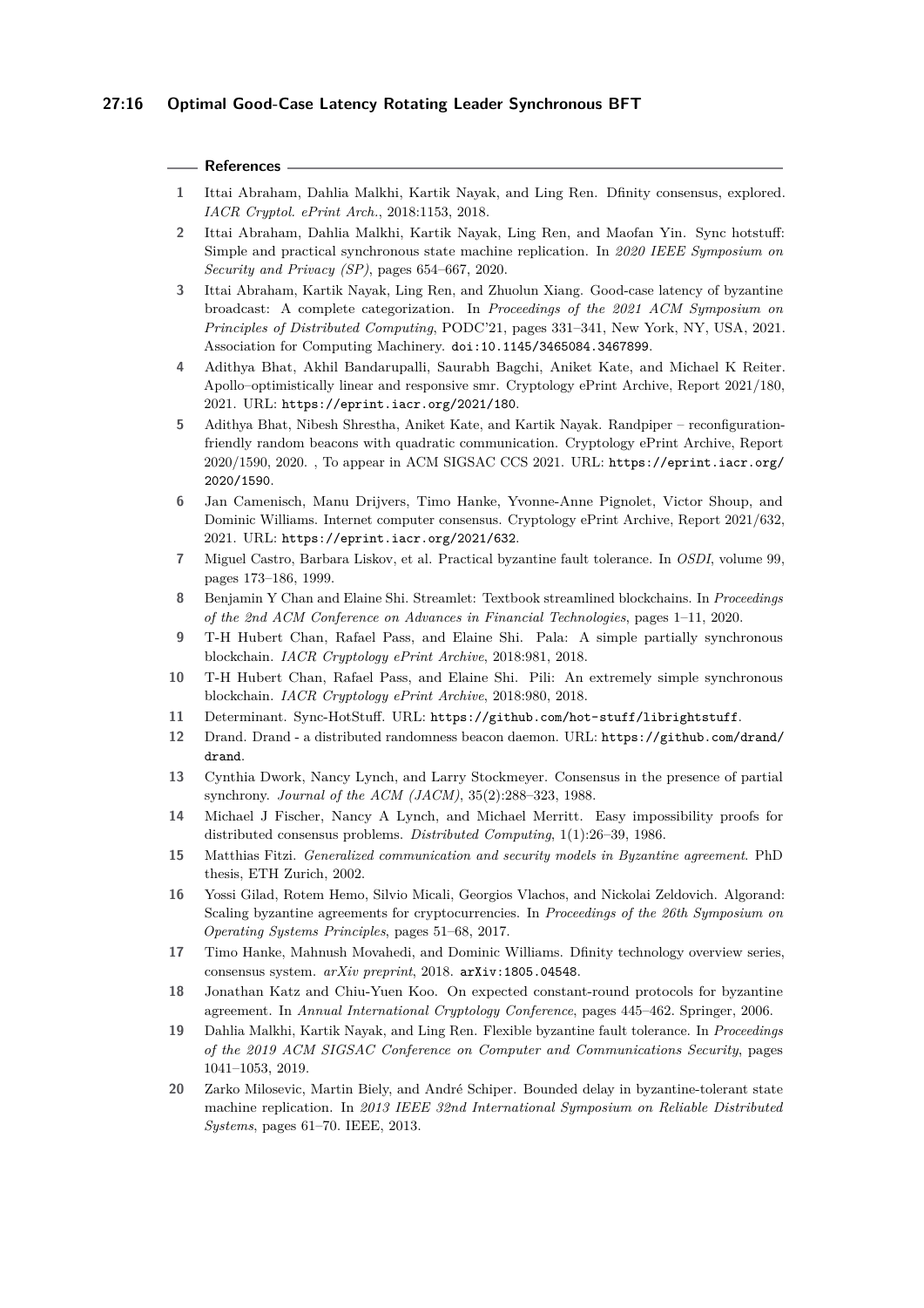## References

1. Ittai Abraham, Dahlia Malkhi, Kartik Nayak, and Ling Ren. Dfinity consensus, explored. *IACR Cryptol. ePrint Arch.*, 2018:1153, 2018.
2. Ittai Abraham, Dahlia Malkhi, Kartik Nayak, Ling Ren, and Maofan Yin. Sync hotstuff: Simple and practical synchronous state machine replication. In *2020 IEEE Symposium on Security and Privacy (SP)*, pages 654–667, 2020.
3. Ittai Abraham, Kartik Nayak, Ling Ren, and Zhuolun Xiang. Good-case latency of byzantine broadcast: A complete categorization. In *Proceedings of the 2021 ACM Symposium on Principles of Distributed Computing*, PODC'21, pages 331–341, New York, NY, USA, 2021. Association for Computing Machinery. doi:10.1145/3465084.3467899.
4. Adithya Bhat, Akhil Bandarupalli, Saurabh Bagchi, Aniket Kate, and Michael K Reiter. Apollo–optimistically linear and responsive smr. Cryptology ePrint Archive, Report 2021/180, 2021. URL: https://eprint.iacr.org/2021/180.
5. Adithya Bhat, Nibesh Shrestha, Aniket Kate, and Kartik Nayak. Randpiper – reconfiguration-friendly random beacons with quadratic communication. Cryptology ePrint Archive, Report 2020/1590, 2020. , To appear in ACM SIGSAC CCS 2021. URL: https://eprint.iacr.org/2020/1590.
6. Jan Camenisch, Manu Drijvers, Timo Hanke, Yvonne-Anne Pignolet, Victor Shoup, and Dominic Williams. Internet computer consensus. Cryptology ePrint Archive, Report 2021/632, 2021. URL: https://eprint.iacr.org/2021/632.
7. Miguel Castro, Barbara Liskov, et al. Practical byzantine fault tolerance. In *OSDI*, volume 99, pages 173–186, 1999.
8. Benjamin Y Chan and Elaine Shi. Streamlet: Textbook streamlined blockchains. In *Proceedings of the 2nd ACM Conference on Advances in Financial Technologies*, pages 1–11, 2020.
9. T-H Hubert Chan, Rafael Pass, and Elaine Shi. Pala: A simple partially synchronous blockchain. *IACR Cryptology ePrint Archive*, 2018:981, 2018.
10. T-H Hubert Chan, Rafael Pass, and Elaine Shi. Pili: An extremely simple synchronous blockchain. *IACR Cryptology ePrint Archive*, 2018:980, 2018.
11. Determinant. Sync-HotStuff. URL: https://github.com/hot-stuff/librightstuff.
12. Drand. Drand - a distributed randomness beacon daemon. URL: https://github.com/drand/drand.
13. Cynthia Dwork, Nancy Lynch, and Larry Stockmeyer. Consensus in the presence of partial synchrony. *Journal of the ACM (JACM)*, 35(2):288–323, 1988.
14. Michael J Fischer, Nancy A Lynch, and Michael Merritt. Easy impossibility proofs for distributed consensus problems. *Distributed Computing*, 1(1):26–39, 1986.
15. Matthias Fitzi. *Generalized communication and security models in Byzantine agreement*. PhD thesis, ETH Zurich, 2002.
16. Yossi Gilad, Rotem Hemo, Silvio Micali, Georgios Vlachos, and Nickolai Zeldovich. Algorand: Scaling byzantine agreements for cryptocurrencies. In *Proceedings of the 26th Symposium on Operating Systems Principles*, pages 51–68, 2017.
17. Timo Hanke, Mahnush Movahedi, and Dominic Williams. Dfinity technology overview series, consensus system. *arXiv preprint*, 2018. arXiv:1805.04548.
18. Jonathan Katz and Chiu-Yuen Koo. On expected constant-round protocols for byzantine agreement. In *Annual International Cryptology Conference*, pages 445–462. Springer, 2006.
19. Dahlia Malkhi, Kartik Nayak, and Ling Ren. Flexible byzantine fault tolerance. In *Proceedings of the 2019 ACM SIGSAC Conference on Computer and Communications Security*, pages 1041–1053, 2019.
20. Zarko Milosevic, Martin Biely, and André Schiper. Bounded delay in byzantine-tolerant state machine replication. In *2013 IEEE 32nd International Symposium on Reliable Distributed Systems*, pages 61–70. IEEE, 2013.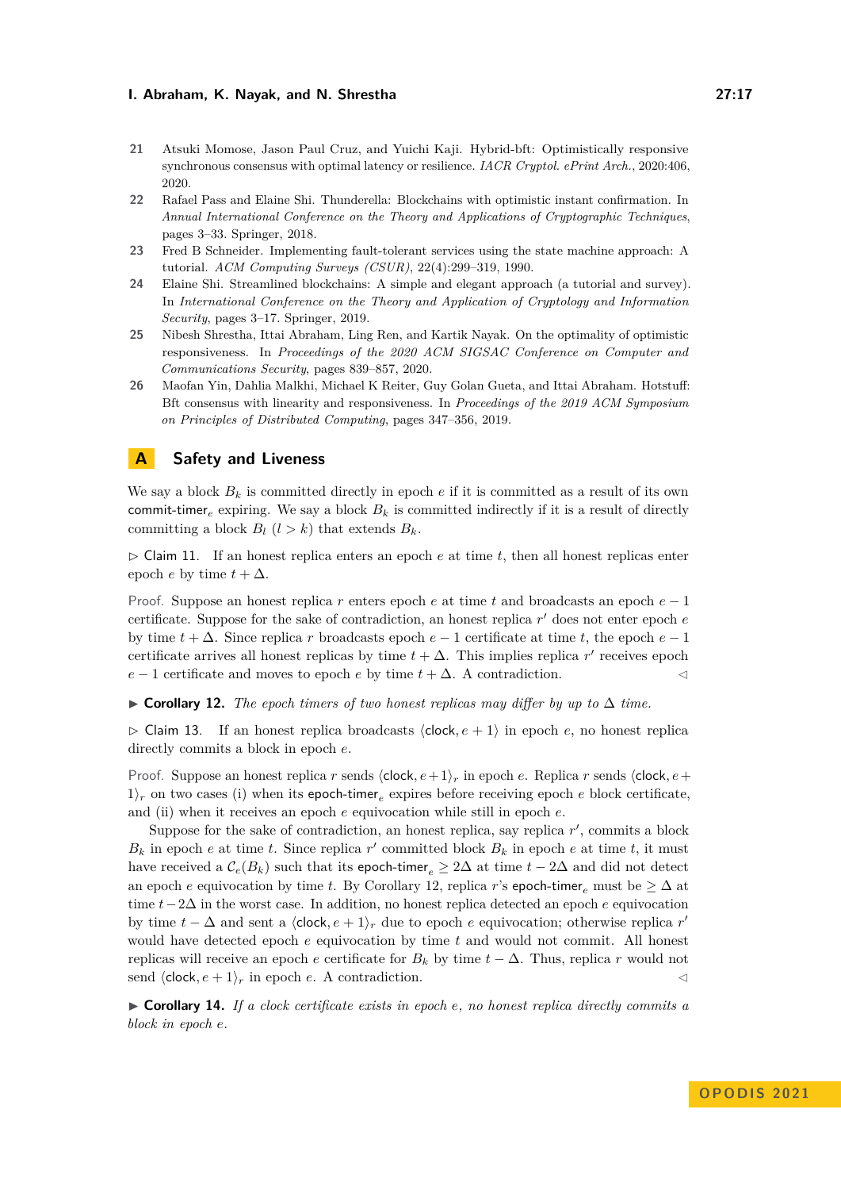21 Atsuki Momose, Jason Paul Cruz, and Yuichi Kaji. Hybrid-bft: Optimistically responsive synchronous consensus with optimal latency or resilience. *IACR Cryptol. ePrint Arch.*, 2020:406, 2020.

22 Rafael Pass and Elaine Shi. Thunderella: Blockchains with optimistic instant confirmation. In *Annual International Conference on the Theory and Applications of Cryptographic Techniques*, pages 3–33. Springer, 2018.

23 Fred B Schneider. Implementing fault-tolerant services using the state machine approach: A tutorial. *ACM Computing Surveys (CSUR)*, 22(4):299–319, 1990.

24 Elaine Shi. Streamlined blockchains: A simple and elegant approach (a tutorial and survey). In *International Conference on the Theory and Application of Cryptology and Information Security*, pages 3–17. Springer, 2019.

25 Nibesh Shrestha, Ittai Abraham, Ling Ren, and Kartik Nayak. On the optimality of optimistic responsiveness. In *Proceedings of the 2020 ACM SIGSAC Conference on Computer and Communications Security*, pages 839–857, 2020.

26 Maofan Yin, Dahlia Malkhi, Michael K Reiter, Guy Golan Gueta, and Ittai Abraham. Hotstuff: Bft consensus with linearity and responsiveness. In *Proceedings of the 2019 ACM Symposium on Principles of Distributed Computing*, pages 347–356, 2019.

# A Safety and Liveness

We say a block $B_k$ is committed directly in epoch $e$ if it is committed as a result of its own $\textsf{commit-timer}_e$ expiring. We say a block $B_k$ is committed indirectly if it is a result of directly committing a block $B_l$ $(l > k)$ that extends $B_k$.

▷ Claim 11. If an honest replica enters an epoch $e$ at time $t$, then all honest replicas enter epoch $e$ by time $t + \Delta$.

Proof. Suppose an honest replica $r$ enters epoch $e$ at time $t$ and broadcasts an epoch $e - 1$ certificate. Suppose for the sake of contradiction, an honest replica $r'$ does not enter epoch $e$ by time $t + \Delta$. Since replica $r$ broadcasts epoch $e - 1$ certificate at time $t$, the epoch $e - 1$ certificate arrives all honest replicas by time $t + \Delta$. This implies replica $r'$ receives epoch $e - 1$ certificate and moves to epoch $e$ by time $t + \Delta$. A contradiction. ◁

▶ **Corollary 12.** *The epoch timers of two honest replicas may differ by up to $\Delta$ time.*

▷ Claim 13. If an honest replica broadcasts $\langle \textsf{clock}, e + 1 \rangle$ in epoch $e$, no honest replica directly commits a block in epoch $e$.

Proof. Suppose an honest replica $r$ sends $\langle \textsf{clock}, e+1 \rangle_r$ in epoch $e$. Replica $r$ sends $\langle \textsf{clock}, e+1 \rangle_r$ on two cases (i) when its $\textsf{epoch-timer}_e$ expires before receiving epoch $e$ block certificate, and (ii) when it receives an epoch $e$ equivocation while still in epoch $e$.

Suppose for the sake of contradiction, an honest replica, say replica $r'$, commits a block $B_k$ in epoch $e$ at time $t$. Since replica $r'$ committed block $B_k$ in epoch $e$ at time $t$, it must have received a $\mathcal{C}_e(B_k)$ such that its $\textsf{epoch-timer}_e \geq 2\Delta$ at time $t - 2\Delta$ and did not detect an epoch $e$ equivocation by time $t$. By Corollary 12, replica $r$'s $\textsf{epoch-timer}_e$ must be $\geq \Delta$ at time $t - 2\Delta$ in the worst case. In addition, no honest replica detected an epoch $e$ equivocation by time $t - \Delta$ and sent a $\langle \textsf{clock}, e + 1 \rangle_r$ due to epoch $e$ equivocation; otherwise replica $r'$ would have detected epoch $e$ equivocation by time $t$ and would not commit. All honest replicas will receive an epoch $e$ certificate for $B_k$ by time $t - \Delta$. Thus, replica $r$ would not send $\langle \textsf{clock}, e + 1 \rangle_r$ in epoch $e$. A contradiction. ◁

▶ **Corollary 14.** *If a clock certificate exists in epoch $e$, no honest replica directly commits a block in epoch $e$.*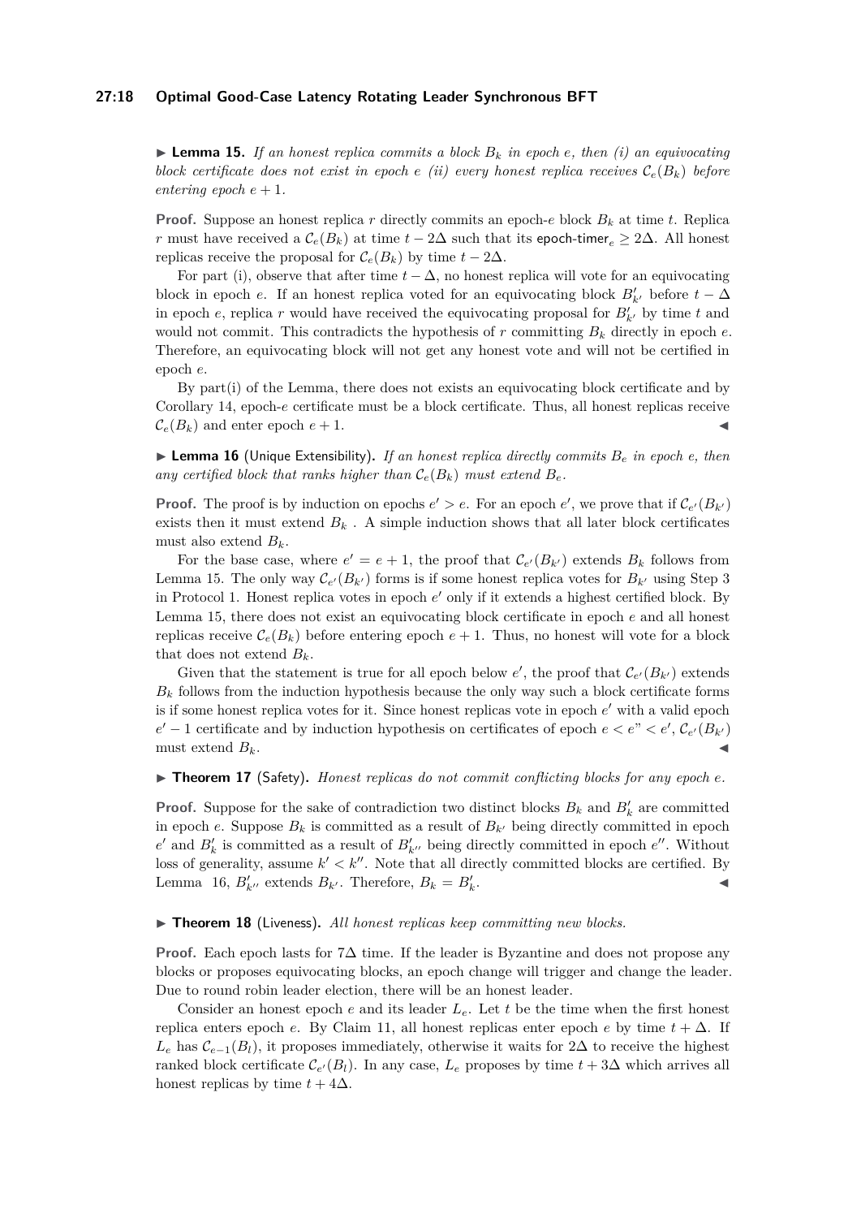▶ **Lemma 15.** *If an honest replica commits a block $B_k$ in epoch $e$, then (i) an equivocating block certificate does not exist in epoch $e$ (ii) every honest replica receives $\mathcal{C}_e(B_k)$ before entering epoch $e+1$.*

**Proof.** Suppose an honest replica $r$ directly commits an epoch-$e$ block $B_k$ at time $t$. Replica $r$ must have received a $\mathcal{C}_e(B_k)$ at time $t-2\Delta$ such that its $\mathsf{epoch\text{-}timer}_e \geq 2\Delta$. All honest replicas receive the proposal for $\mathcal{C}_e(B_k)$ by time $t-2\Delta$.

For part (i), observe that after time $t-\Delta$, no honest replica will vote for an equivocating block in epoch $e$. If an honest replica voted for an equivocating block $B'_{k'}$ before $t-\Delta$ in epoch $e$, replica $r$ would have received the equivocating proposal for $B'_{k'}$ by time $t$ and would not commit. This contradicts the hypothesis of $r$ committing $B_k$ directly in epoch $e$. Therefore, an equivocating block will not get any honest vote and will not be certified in epoch $e$.

By part(i) of the Lemma, there does not exists an equivocating block certificate and by Corollary 14, epoch-$e$ certificate must be a block certificate. Thus, all honest replicas receive $\mathcal{C}_e(B_k)$ and enter epoch $e+1$. ◀

▶ **Lemma 16** (Unique Extensibility)**.** *If an honest replica directly commits $B_e$ in epoch $e$, then any certified block that ranks higher than $\mathcal{C}_e(B_k)$ must extend $B_e$.*

**Proof.** The proof is by induction on epochs $e' > e$. For an epoch $e'$, we prove that if $\mathcal{C}_{e'}(B_{k'})$ exists then it must extend $B_k$ . A simple induction shows that all later block certificates must also extend $B_k$.

For the base case, where $e' = e+1$, the proof that $\mathcal{C}_{e'}(B_{k'})$ extends $B_k$ follows from Lemma 15. The only way $\mathcal{C}_{e'}(B_{k'})$ forms is if some honest replica votes for $B_{k'}$ using Step 3 in Protocol 1. Honest replica votes in epoch $e'$ only if it extends a highest certified block. By Lemma 15, there does not exist an equivocating block certificate in epoch $e$ and all honest replicas receive $\mathcal{C}_e(B_k)$ before entering epoch $e+1$. Thus, no honest will vote for a block that does not extend $B_k$.

Given that the statement is true for all epoch below $e'$, the proof that $\mathcal{C}_{e'}(B_{k'})$ extends $B_k$ follows from the induction hypothesis because the only way such a block certificate forms is if some honest replica votes for it. Since honest replicas vote in epoch $e'$ with a valid epoch $e'-1$ certificate and by induction hypothesis on certificates of epoch $e < e" < e'$, $\mathcal{C}_{e'}(B_{k'})$ must extend $B_k$. ◀

▶ **Theorem 17** (Safety)**.** *Honest replicas do not commit conflicting blocks for any epoch $e$.*

**Proof.** Suppose for the sake of contradiction two distinct blocks $B_k$ and $B'_k$ are committed in epoch $e$. Suppose $B_k$ is committed as a result of $B_{k'}$ being directly committed in epoch $e'$ and $B'_k$ is committed as a result of $B'_{k''}$ being directly committed in epoch $e''$. Without loss of generality, assume $k' < k''$. Note that all directly committed blocks are certified. By Lemma 16, $B'_{k''}$ extends $B_{k'}$. Therefore, $B_k = B'_k$. ◀

▶ **Theorem 18** (Liveness)**.** *All honest replicas keep committing new blocks.*

**Proof.** Each epoch lasts for $7\Delta$ time. If the leader is Byzantine and does not propose any blocks or proposes equivocating blocks, an epoch change will trigger and change the leader. Due to round robin leader election, there will be an honest leader.

Consider an honest epoch $e$ and its leader $L_e$. Let $t$ be the time when the first honest replica enters epoch $e$. By Claim 11, all honest replicas enter epoch $e$ by time $t+\Delta$. If $L_e$ has $\mathcal{C}_{e-1}(B_l)$, it proposes immediately, otherwise it waits for $2\Delta$ to receive the highest ranked block certificate $\mathcal{C}_{e'}(B_l)$. In any case, $L_e$ proposes by time $t+3\Delta$ which arrives all honest replicas by time $t+4\Delta$.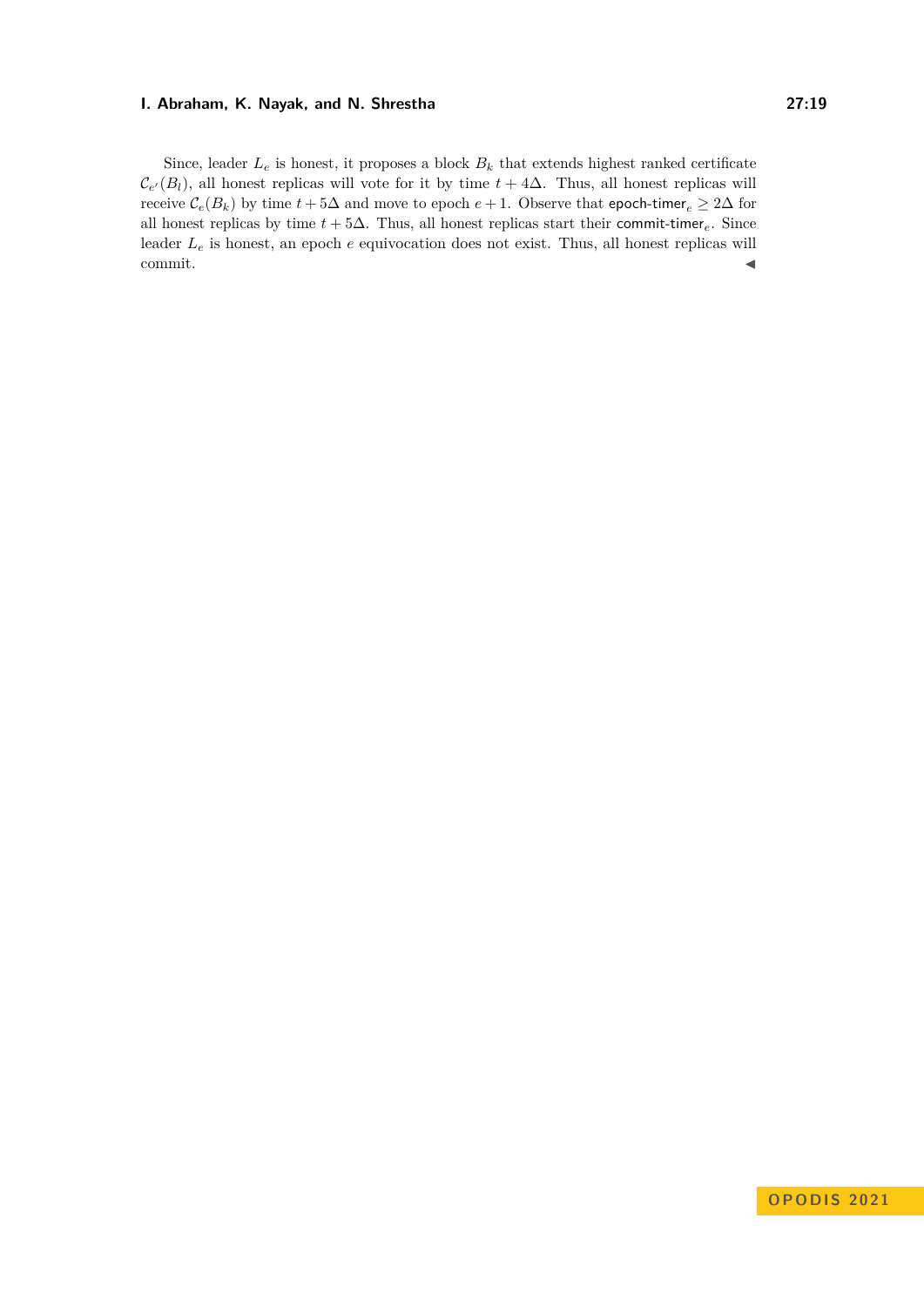Since, leader $L_e$ is honest, it proposes a block $B_k$ that extends highest ranked certificate $\mathcal{C}_{e'}(B_l)$, all honest replicas will vote for it by time $t + 4\Delta$. Thus, all honest replicas will receive $\mathcal{C}_e(B_k)$ by time $t + 5\Delta$ and move to epoch $e + 1$. Observe that $\textsf{epoch-timer}_e \geq 2\Delta$ for all honest replicas by time $t + 5\Delta$. Thus, all honest replicas start their $\textsf{commit-timer}_e$. Since leader $L_e$ is honest, an epoch $e$ equivocation does not exist. Thus, all honest replicas will commit. ◀